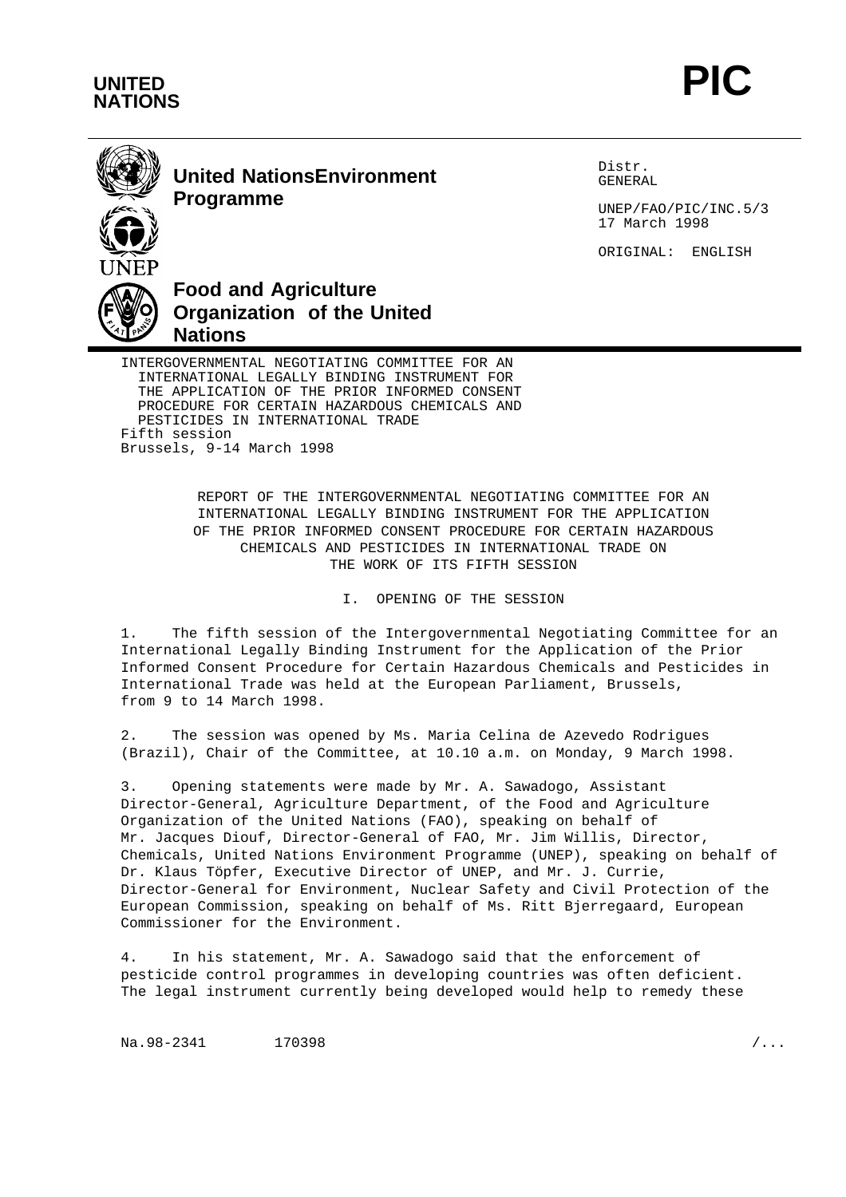**UNITED NATIONS**

# PIC

**United Nations Environment Programme**

**Food and Agriculture Organization of the United Nations**

Distr.
GENERAL

UNEP/FAO/PIC/INC.5/3
17 March 1998

ORIGINAL: ENGLISH

INTERGOVERNMENTAL NEGOTIATING COMMITTEE FOR AN INTERNATIONAL LEGALLY BINDING INSTRUMENT FOR THE APPLICATION OF THE PRIOR INFORMED CONSENT PROCEDURE FOR CERTAIN HAZARDOUS CHEMICALS AND PESTICIDES IN INTERNATIONAL TRADE
Fifth session
Brussels, 9-14 March 1998

## REPORT OF THE INTERGOVERNMENTAL NEGOTIATING COMMITTEE FOR AN INTERNATIONAL LEGALLY BINDING INSTRUMENT FOR THE APPLICATION OF THE PRIOR INFORMED CONSENT PROCEDURE FOR CERTAIN HAZARDOUS CHEMICALS AND PESTICIDES IN INTERNATIONAL TRADE ON THE WORK OF ITS FIFTH SESSION

## I. OPENING OF THE SESSION

1. The fifth session of the Intergovernmental Negotiating Committee for an International Legally Binding Instrument for the Application of the Prior Informed Consent Procedure for Certain Hazardous Chemicals and Pesticides in International Trade was held at the European Parliament, Brussels, from 9 to 14 March 1998.

2. The session was opened by Ms. Maria Celina de Azevedo Rodrigues (Brazil), Chair of the Committee, at 10.10 a.m. on Monday, 9 March 1998.

3. Opening statements were made by Mr. A. Sawadogo, Assistant Director-General, Agriculture Department, of the Food and Agriculture Organization of the United Nations (FAO), speaking on behalf of Mr. Jacques Diouf, Director-General of FAO, Mr. Jim Willis, Director, Chemicals, United Nations Environment Programme (UNEP), speaking on behalf of Dr. Klaus Töpfer, Executive Director of UNEP, and Mr. J. Currie, Director-General for Environment, Nuclear Safety and Civil Protection of the European Commission, speaking on behalf of Ms. Ritt Bjerregaard, European Commissioner for the Environment.

4. In his statement, Mr. A. Sawadogo said that the enforcement of pesticide control programmes in developing countries was often deficient. The legal instrument currently being developed would help to remedy these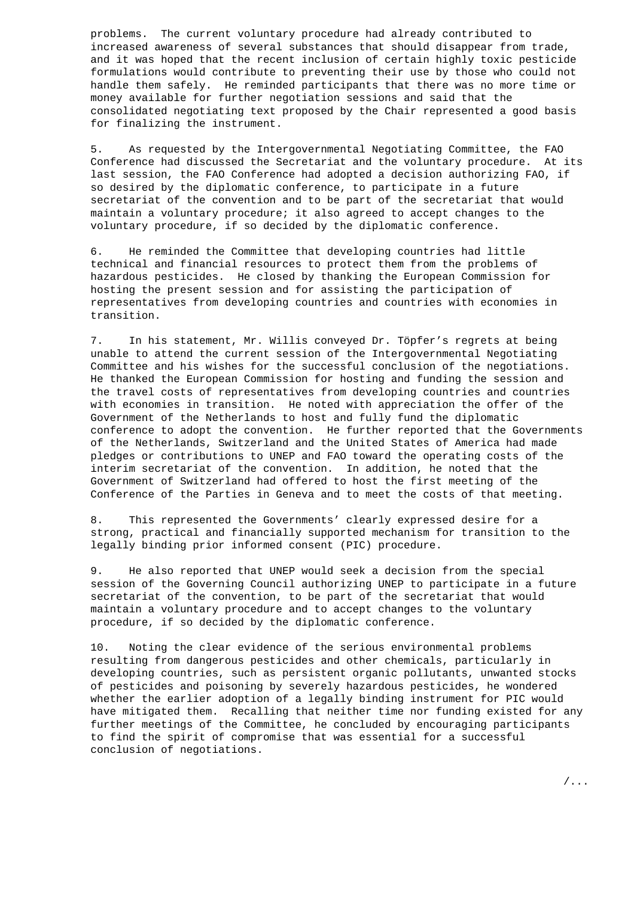problems. The current voluntary procedure had already contributed to increased awareness of several substances that should disappear from trade, and it was hoped that the recent inclusion of certain highly toxic pesticide formulations would contribute to preventing their use by those who could not handle them safely. He reminded participants that there was no more time or money available for further negotiation sessions and said that the consolidated negotiating text proposed by the Chair represented a good basis for finalizing the instrument.

5. As requested by the Intergovernmental Negotiating Committee, the FAO Conference had discussed the Secretariat and the voluntary procedure. At its last session, the FAO Conference had adopted a decision authorizing FAO, if so desired by the diplomatic conference, to participate in a future secretariat of the convention and to be part of the secretariat that would maintain a voluntary procedure; it also agreed to accept changes to the voluntary procedure, if so decided by the diplomatic conference.

6. He reminded the Committee that developing countries had little technical and financial resources to protect them from the problems of hazardous pesticides. He closed by thanking the European Commission for hosting the present session and for assisting the participation of representatives from developing countries and countries with economies in transition.

7. In his statement, Mr. Willis conveyed Dr. Töpfer's regrets at being unable to attend the current session of the Intergovernmental Negotiating Committee and his wishes for the successful conclusion of the negotiations. He thanked the European Commission for hosting and funding the session and the travel costs of representatives from developing countries and countries with economies in transition. He noted with appreciation the offer of the Government of the Netherlands to host and fully fund the diplomatic conference to adopt the convention. He further reported that the Governments of the Netherlands, Switzerland and the United States of America had made pledges or contributions to UNEP and FAO toward the operating costs of the interim secretariat of the convention. In addition, he noted that the Government of Switzerland had offered to host the first meeting of the Conference of the Parties in Geneva and to meet the costs of that meeting.

8. This represented the Governments' clearly expressed desire for a strong, practical and financially supported mechanism for transition to the legally binding prior informed consent (PIC) procedure.

9. He also reported that UNEP would seek a decision from the special session of the Governing Council authorizing UNEP to participate in a future secretariat of the convention, to be part of the secretariat that would maintain a voluntary procedure and to accept changes to the voluntary procedure, if so decided by the diplomatic conference.

10. Noting the clear evidence of the serious environmental problems resulting from dangerous pesticides and other chemicals, particularly in developing countries, such as persistent organic pollutants, unwanted stocks of pesticides and poisoning by severely hazardous pesticides, he wondered whether the earlier adoption of a legally binding instrument for PIC would have mitigated them. Recalling that neither time nor funding existed for any further meetings of the Committee, he concluded by encouraging participants to find the spirit of compromise that was essential for a successful conclusion of negotiations.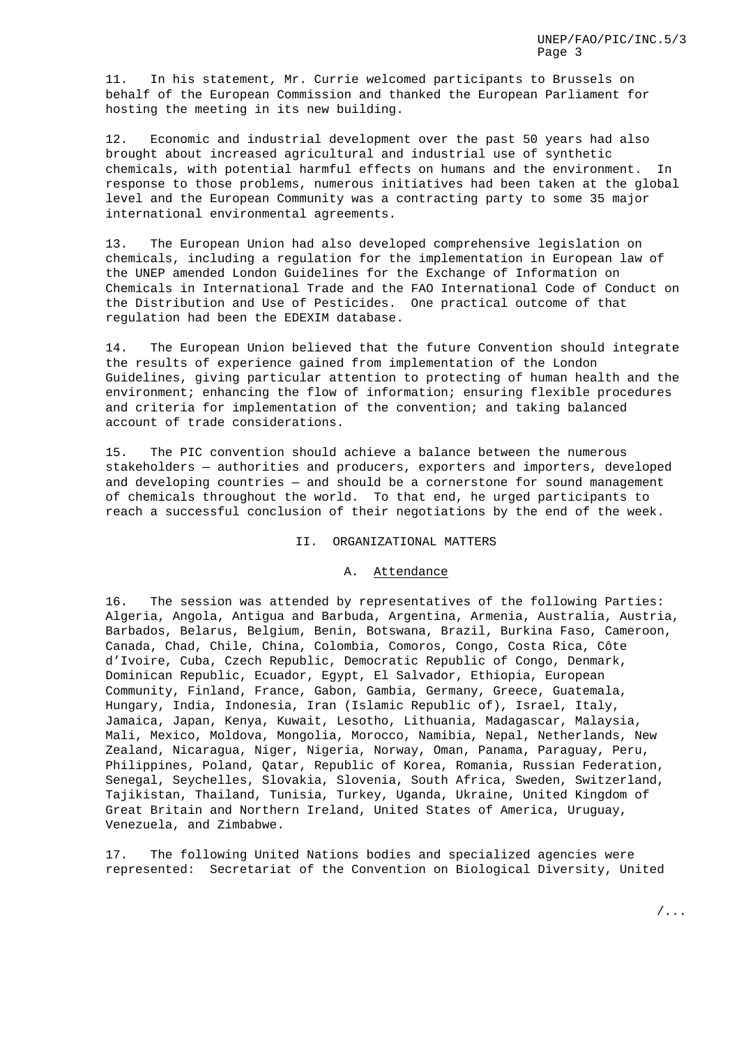11. In his statement, Mr. Currie welcomed participants to Brussels on behalf of the European Commission and thanked the European Parliament for hosting the meeting in its new building.

12. Economic and industrial development over the past 50 years had also brought about increased agricultural and industrial use of synthetic chemicals, with potential harmful effects on humans and the environment. In response to those problems, numerous initiatives had been taken at the global level and the European Community was a contracting party to some 35 major international environmental agreements.

13. The European Union had also developed comprehensive legislation on chemicals, including a regulation for the implementation in European law of the UNEP amended London Guidelines for the Exchange of Information on Chemicals in International Trade and the FAO International Code of Conduct on the Distribution and Use of Pesticides. One practical outcome of that regulation had been the EDEXIM database.

14. The European Union believed that the future Convention should integrate the results of experience gained from implementation of the London Guidelines, giving particular attention to protecting of human health and the environment; enhancing the flow of information; ensuring flexible procedures and criteria for implementation of the convention; and taking balanced account of trade considerations.

15. The PIC convention should achieve a balance between the numerous stakeholders — authorities and producers, exporters and importers, developed and developing countries — and should be a cornerstone for sound management of chemicals throughout the world. To that end, he urged participants to reach a successful conclusion of their negotiations by the end of the week.

## II. ORGANIZATIONAL MATTERS

### A. Attendance

16. The session was attended by representatives of the following Parties: Algeria, Angola, Antigua and Barbuda, Argentina, Armenia, Australia, Austria, Barbados, Belarus, Belgium, Benin, Botswana, Brazil, Burkina Faso, Cameroon, Canada, Chad, Chile, China, Colombia, Comoros, Congo, Costa Rica, Côte d'Ivoire, Cuba, Czech Republic, Democratic Republic of Congo, Denmark, Dominican Republic, Ecuador, Egypt, El Salvador, Ethiopia, European Community, Finland, France, Gabon, Gambia, Germany, Greece, Guatemala, Hungary, India, Indonesia, Iran (Islamic Republic of), Israel, Italy, Jamaica, Japan, Kenya, Kuwait, Lesotho, Lithuania, Madagascar, Malaysia, Mali, Mexico, Moldova, Mongolia, Morocco, Namibia, Nepal, Netherlands, New Zealand, Nicaragua, Niger, Nigeria, Norway, Oman, Panama, Paraguay, Peru, Philippines, Poland, Qatar, Republic of Korea, Romania, Russian Federation, Senegal, Seychelles, Slovakia, Slovenia, South Africa, Sweden, Switzerland, Tajikistan, Thailand, Tunisia, Turkey, Uganda, Ukraine, United Kingdom of Great Britain and Northern Ireland, United States of America, Uruguay, Venezuela, and Zimbabwe.

17. The following United Nations bodies and specialized agencies were represented: Secretariat of the Convention on Biological Diversity, United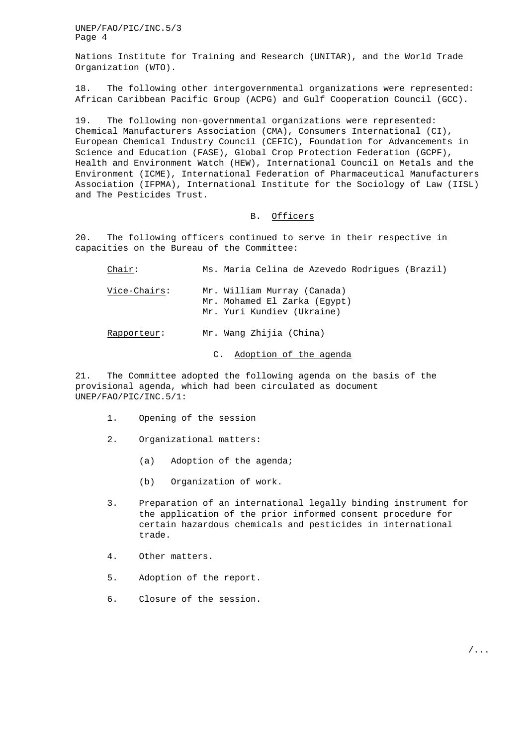Nations Institute for Training and Research (UNITAR), and the World Trade Organization (WTO).

18. The following other intergovernmental organizations were represented: African Caribbean Pacific Group (ACPG) and Gulf Cooperation Council (GCC).

19. The following non-governmental organizations were represented: Chemical Manufacturers Association (CMA), Consumers International (CI), European Chemical Industry Council (CEFIC), Foundation for Advancements in Science and Education (FASE), Global Crop Protection Federation (GCPF), Health and Environment Watch (HEW), International Council on Metals and the Environment (ICME), International Federation of Pharmaceutical Manufacturers Association (IFPMA), International Institute for the Sociology of Law (IISL) and The Pesticides Trust.

## B. Officers

20. The following officers continued to serve in their respective in capacities on the Bureau of the Committee:

| | |
|---|---|
| Chair: | Ms. Maria Celina de Azevedo Rodrigues (Brazil) |
| Vice-Chairs: | Mr. William Murray (Canada)<br>Mr. Mohamed El Zarka (Egypt)<br>Mr. Yuri Kundiev (Ukraine) |
| Rapporteur: | Mr. Wang Zhijia (China) |

## C. Adoption of the agenda

21. The Committee adopted the following agenda on the basis of the provisional agenda, which had been circulated as document UNEP/FAO/PIC/INC.5/1:

1. Opening of the session
2. Organizational matters:
   - (a) Adoption of the agenda;
   - (b) Organization of work.
3. Preparation of an international legally binding instrument for the application of the prior informed consent procedure for certain hazardous chemicals and pesticides in international trade.
4. Other matters.
5. Adoption of the report.
6. Closure of the session.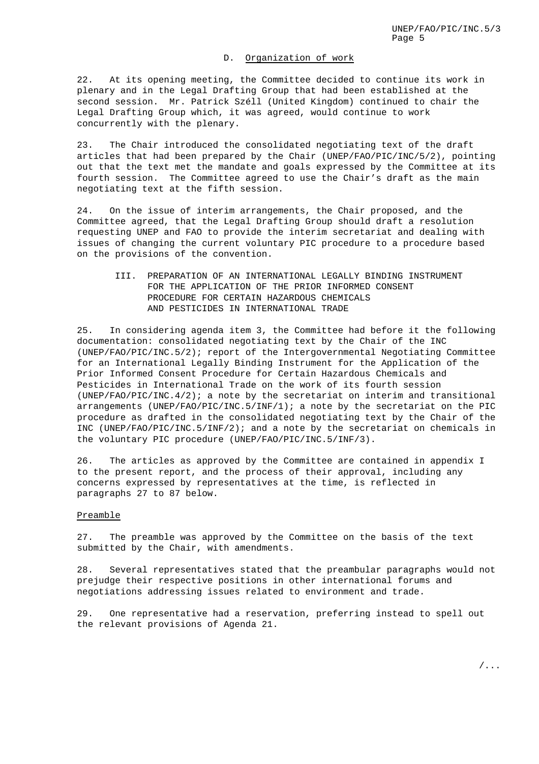### D. Organization of work

22. At its opening meeting, the Committee decided to continue its work in plenary and in the Legal Drafting Group that had been established at the second session. Mr. Patrick Széll (United Kingdom) continued to chair the Legal Drafting Group which, it was agreed, would continue to work concurrently with the plenary.

23. The Chair introduced the consolidated negotiating text of the draft articles that had been prepared by the Chair (UNEP/FAO/PIC/INC/5/2), pointing out that the text met the mandate and goals expressed by the Committee at its fourth session. The Committee agreed to use the Chair's draft as the main negotiating text at the fifth session.

24. On the issue of interim arrangements, the Chair proposed, and the Committee agreed, that the Legal Drafting Group should draft a resolution requesting UNEP and FAO to provide the interim secretariat and dealing with issues of changing the current voluntary PIC procedure to a procedure based on the provisions of the convention.

## III. PREPARATION OF AN INTERNATIONAL LEGALLY BINDING INSTRUMENT FOR THE APPLICATION OF THE PRIOR INFORMED CONSENT PROCEDURE FOR CERTAIN HAZARDOUS CHEMICALS AND PESTICIDES IN INTERNATIONAL TRADE

25. In considering agenda item 3, the Committee had before it the following documentation: consolidated negotiating text by the Chair of the INC (UNEP/FAO/PIC/INC.5/2); report of the Intergovernmental Negotiating Committee for an International Legally Binding Instrument for the Application of the Prior Informed Consent Procedure for Certain Hazardous Chemicals and Pesticides in International Trade on the work of its fourth session (UNEP/FAO/PIC/INC.4/2); a note by the secretariat on interim and transitional arrangements (UNEP/FAO/PIC/INC.5/INF/1); a note by the secretariat on the PIC procedure as drafted in the consolidated negotiating text by the Chair of the INC (UNEP/FAO/PIC/INC.5/INF/2); and a note by the secretariat on chemicals in the voluntary PIC procedure (UNEP/FAO/PIC/INC.5/INF/3).

26. The articles as approved by the Committee are contained in appendix I to the present report, and the process of their approval, including any concerns expressed by representatives at the time, is reflected in paragraphs 27 to 87 below.

#### Preamble

27. The preamble was approved by the Committee on the basis of the text submitted by the Chair, with amendments.

28. Several representatives stated that the preambular paragraphs would not prejudge their respective positions in other international forums and negotiations addressing issues related to environment and trade.

29. One representative had a reservation, preferring instead to spell out the relevant provisions of Agenda 21.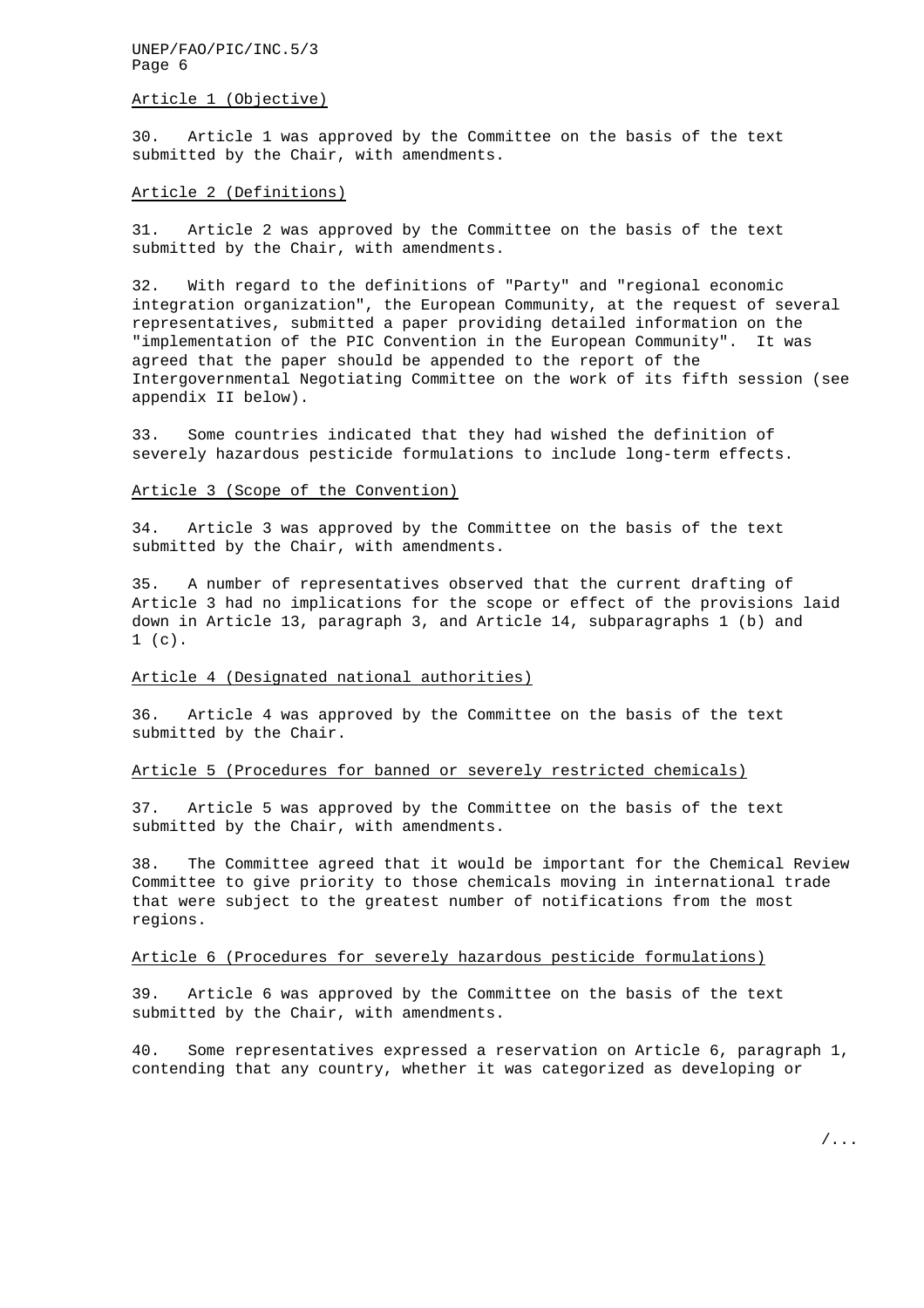Article 1 (Objective)

30. Article 1 was approved by the Committee on the basis of the text submitted by the Chair, with amendments.

Article 2 (Definitions)

31. Article 2 was approved by the Committee on the basis of the text submitted by the Chair, with amendments.

32. With regard to the definitions of "Party" and "regional economic integration organization", the European Community, at the request of several representatives, submitted a paper providing detailed information on the "implementation of the PIC Convention in the European Community". It was agreed that the paper should be appended to the report of the Intergovernmental Negotiating Committee on the work of its fifth session (see appendix II below).

33. Some countries indicated that they had wished the definition of severely hazardous pesticide formulations to include long-term effects.

Article 3 (Scope of the Convention)

34. Article 3 was approved by the Committee on the basis of the text submitted by the Chair, with amendments.

35. A number of representatives observed that the current drafting of Article 3 had no implications for the scope or effect of the provisions laid down in Article 13, paragraph 3, and Article 14, subparagraphs 1 (b) and 1 (c).

Article 4 (Designated national authorities)

36. Article 4 was approved by the Committee on the basis of the text submitted by the Chair.

Article 5 (Procedures for banned or severely restricted chemicals)

37. Article 5 was approved by the Committee on the basis of the text submitted by the Chair, with amendments.

38. The Committee agreed that it would be important for the Chemical Review Committee to give priority to those chemicals moving in international trade that were subject to the greatest number of notifications from the most regions.

Article 6 (Procedures for severely hazardous pesticide formulations)

39. Article 6 was approved by the Committee on the basis of the text submitted by the Chair, with amendments.

40. Some representatives expressed a reservation on Article 6, paragraph 1, contending that any country, whether it was categorized as developing or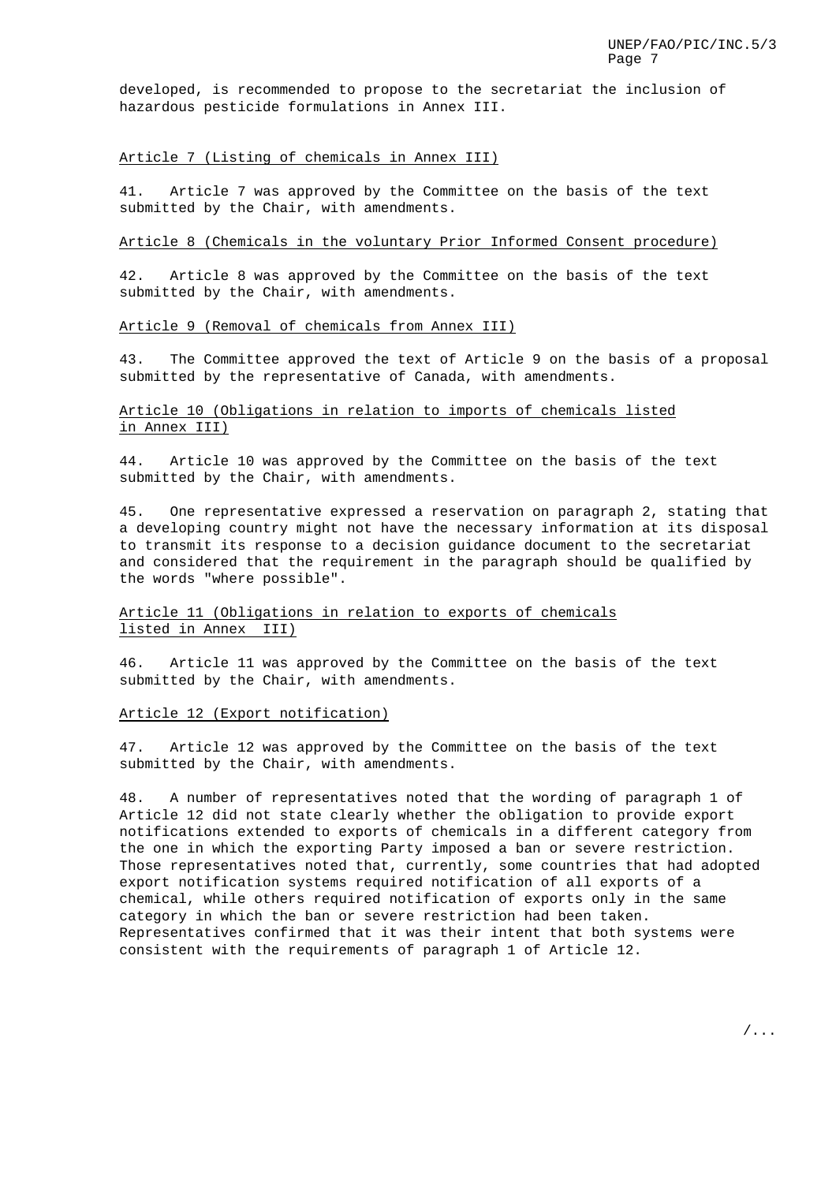developed, is recommended to propose to the secretariat the inclusion of hazardous pesticide formulations in Annex III.

Article 7 (Listing of chemicals in Annex III)

41. Article 7 was approved by the Committee on the basis of the text submitted by the Chair, with amendments.

Article 8 (Chemicals in the voluntary Prior Informed Consent procedure)

42. Article 8 was approved by the Committee on the basis of the text submitted by the Chair, with amendments.

Article 9 (Removal of chemicals from Annex III)

43. The Committee approved the text of Article 9 on the basis of a proposal submitted by the representative of Canada, with amendments.

Article 10 (Obligations in relation to imports of chemicals listed in Annex III)

44. Article 10 was approved by the Committee on the basis of the text submitted by the Chair, with amendments.

45. One representative expressed a reservation on paragraph 2, stating that a developing country might not have the necessary information at its disposal to transmit its response to a decision guidance document to the secretariat and considered that the requirement in the paragraph should be qualified by the words "where possible".

Article 11 (Obligations in relation to exports of chemicals listed in Annex III)

46. Article 11 was approved by the Committee on the basis of the text submitted by the Chair, with amendments.

Article 12 (Export notification)

47. Article 12 was approved by the Committee on the basis of the text submitted by the Chair, with amendments.

48. A number of representatives noted that the wording of paragraph 1 of Article 12 did not state clearly whether the obligation to provide export notifications extended to exports of chemicals in a different category from the one in which the exporting Party imposed a ban or severe restriction. Those representatives noted that, currently, some countries that had adopted export notification systems required notification of all exports of a chemical, while others required notification of exports only in the same category in which the ban or severe restriction had been taken. Representatives confirmed that it was their intent that both systems were consistent with the requirements of paragraph 1 of Article 12.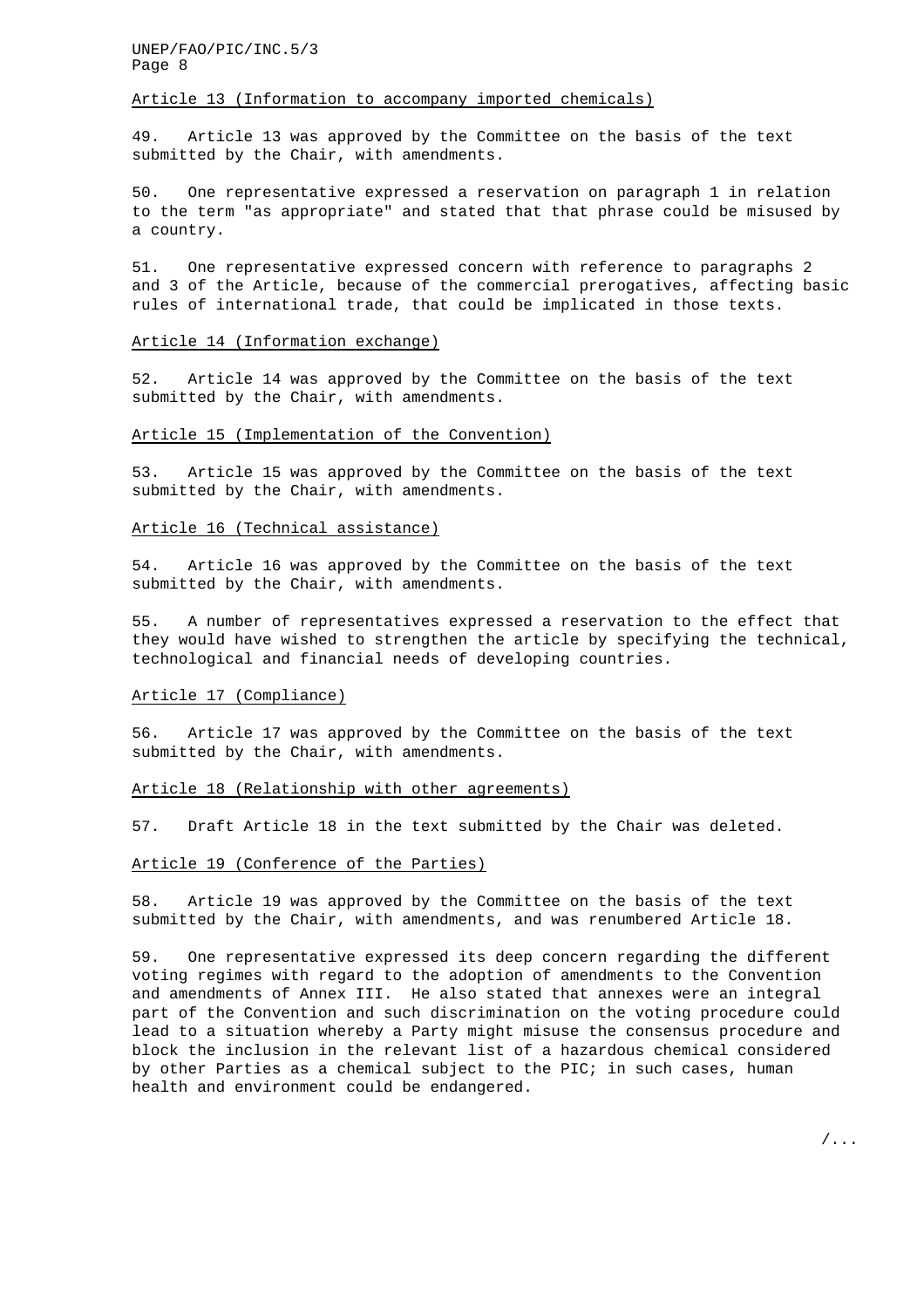Article 13 (Information to accompany imported chemicals)

49. Article 13 was approved by the Committee on the basis of the text submitted by the Chair, with amendments.

50. One representative expressed a reservation on paragraph 1 in relation to the term "as appropriate" and stated that that phrase could be misused by a country.

51. One representative expressed concern with reference to paragraphs 2 and 3 of the Article, because of the commercial prerogatives, affecting basic rules of international trade, that could be implicated in those texts.

Article 14 (Information exchange)

52. Article 14 was approved by the Committee on the basis of the text submitted by the Chair, with amendments.

Article 15 (Implementation of the Convention)

53. Article 15 was approved by the Committee on the basis of the text submitted by the Chair, with amendments.

Article 16 (Technical assistance)

54. Article 16 was approved by the Committee on the basis of the text submitted by the Chair, with amendments.

55. A number of representatives expressed a reservation to the effect that they would have wished to strengthen the article by specifying the technical, technological and financial needs of developing countries.

Article 17 (Compliance)

56. Article 17 was approved by the Committee on the basis of the text submitted by the Chair, with amendments.

Article 18 (Relationship with other agreements)

57. Draft Article 18 in the text submitted by the Chair was deleted.

Article 19 (Conference of the Parties)

58. Article 19 was approved by the Committee on the basis of the text submitted by the Chair, with amendments, and was renumbered Article 18.

59. One representative expressed its deep concern regarding the different voting regimes with regard to the adoption of amendments to the Convention and amendments of Annex III. He also stated that annexes were an integral part of the Convention and such discrimination on the voting procedure could lead to a situation whereby a Party might misuse the consensus procedure and block the inclusion in the relevant list of a hazardous chemical considered by other Parties as a chemical subject to the PIC; in such cases, human health and environment could be endangered.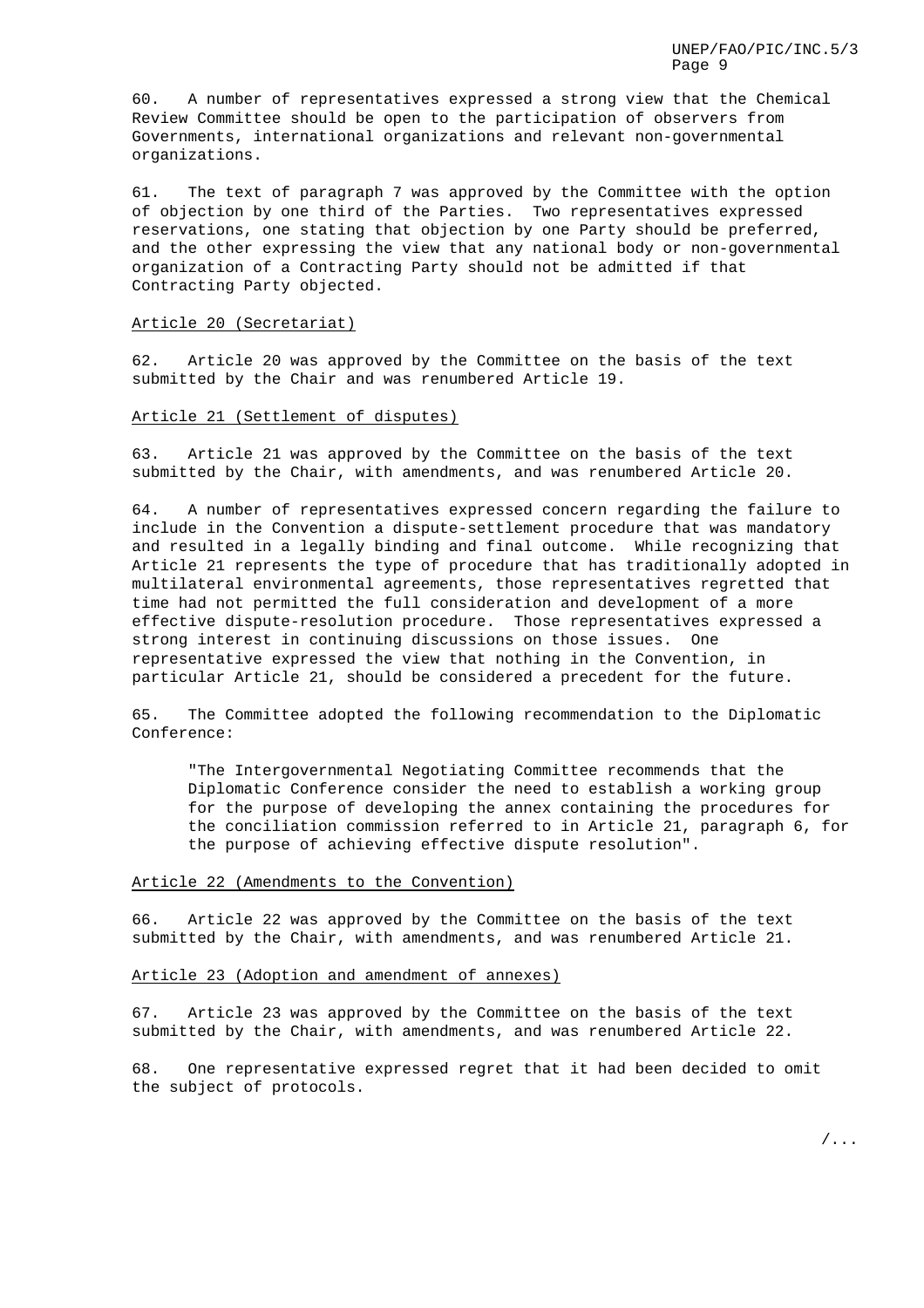60. A number of representatives expressed a strong view that the Chemical Review Committee should be open to the participation of observers from Governments, international organizations and relevant non-governmental organizations.

61. The text of paragraph 7 was approved by the Committee with the option of objection by one third of the Parties. Two representatives expressed reservations, one stating that objection by one Party should be preferred, and the other expressing the view that any national body or non-governmental organization of a Contracting Party should not be admitted if that Contracting Party objected.

Article 20 (Secretariat)

62. Article 20 was approved by the Committee on the basis of the text submitted by the Chair and was renumbered Article 19.

Article 21 (Settlement of disputes)

63. Article 21 was approved by the Committee on the basis of the text submitted by the Chair, with amendments, and was renumbered Article 20.

64. A number of representatives expressed concern regarding the failure to include in the Convention a dispute-settlement procedure that was mandatory and resulted in a legally binding and final outcome. While recognizing that Article 21 represents the type of procedure that has traditionally adopted in multilateral environmental agreements, those representatives regretted that time had not permitted the full consideration and development of a more effective dispute-resolution procedure. Those representatives expressed a strong interest in continuing discussions on those issues. One representative expressed the view that nothing in the Convention, in particular Article 21, should be considered a precedent for the future.

65. The Committee adopted the following recommendation to the Diplomatic Conference:

> "The Intergovernmental Negotiating Committee recommends that the Diplomatic Conference consider the need to establish a working group for the purpose of developing the annex containing the procedures for the conciliation commission referred to in Article 21, paragraph 6, for the purpose of achieving effective dispute resolution".

Article 22 (Amendments to the Convention)

66. Article 22 was approved by the Committee on the basis of the text submitted by the Chair, with amendments, and was renumbered Article 21.

Article 23 (Adoption and amendment of annexes)

67. Article 23 was approved by the Committee on the basis of the text submitted by the Chair, with amendments, and was renumbered Article 22.

68. One representative expressed regret that it had been decided to omit the subject of protocols.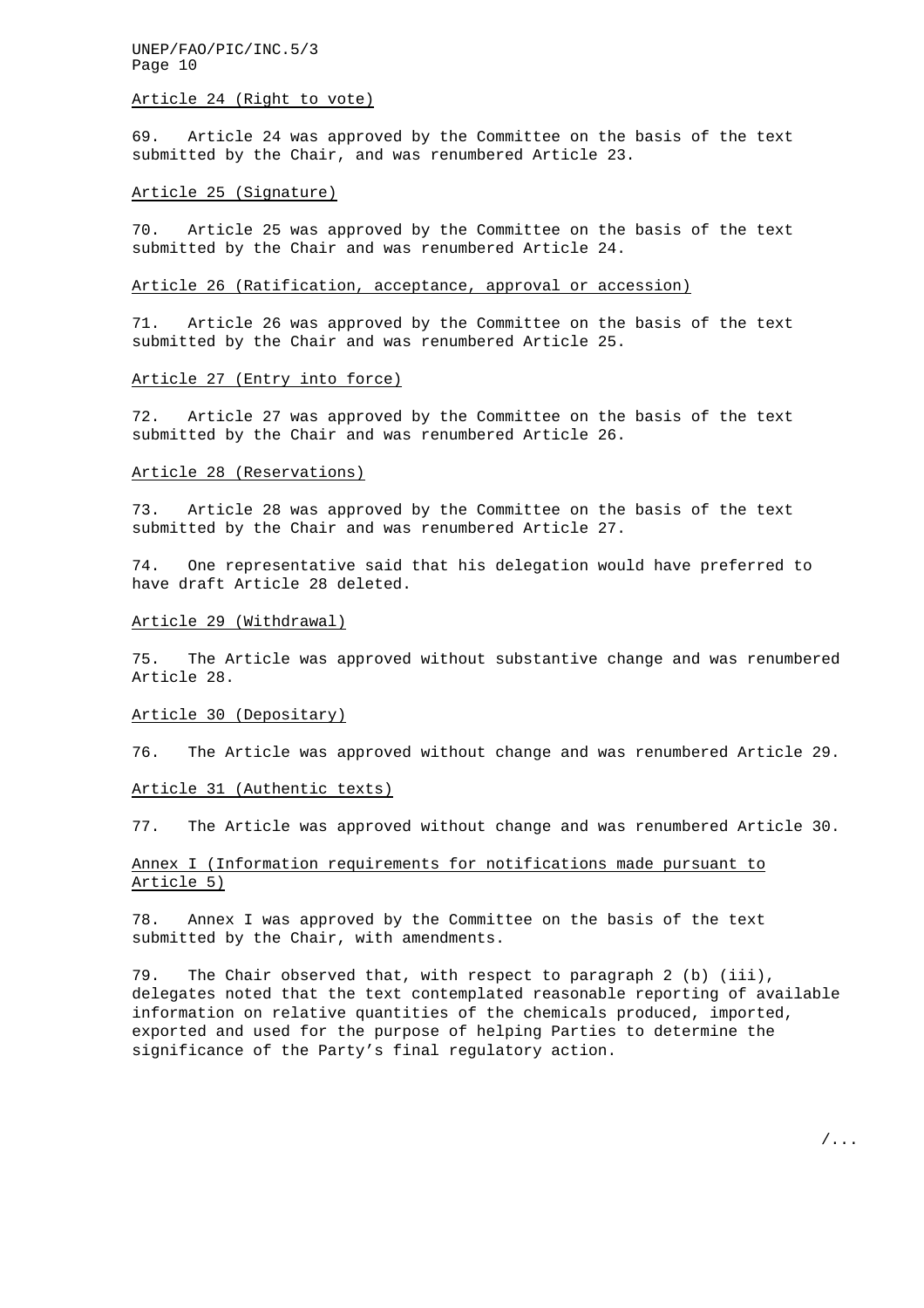Article 24 (Right to vote)

69. Article 24 was approved by the Committee on the basis of the text submitted by the Chair, and was renumbered Article 23.

Article 25 (Signature)

70. Article 25 was approved by the Committee on the basis of the text submitted by the Chair and was renumbered Article 24.

Article 26 (Ratification, acceptance, approval or accession)

71. Article 26 was approved by the Committee on the basis of the text submitted by the Chair and was renumbered Article 25.

Article 27 (Entry into force)

72. Article 27 was approved by the Committee on the basis of the text submitted by the Chair and was renumbered Article 26.

Article 28 (Reservations)

73. Article 28 was approved by the Committee on the basis of the text submitted by the Chair and was renumbered Article 27.

74. One representative said that his delegation would have preferred to have draft Article 28 deleted.

Article 29 (Withdrawal)

75. The Article was approved without substantive change and was renumbered Article 28.

Article 30 (Depositary)

76. The Article was approved without change and was renumbered Article 29.

Article 31 (Authentic texts)

77. The Article was approved without change and was renumbered Article 30.

Annex I (Information requirements for notifications made pursuant to Article 5)

78. Annex I was approved by the Committee on the basis of the text submitted by the Chair, with amendments.

79. The Chair observed that, with respect to paragraph 2 (b) (iii), delegates noted that the text contemplated reasonable reporting of available information on relative quantities of the chemicals produced, imported, exported and used for the purpose of helping Parties to determine the significance of the Party's final regulatory action.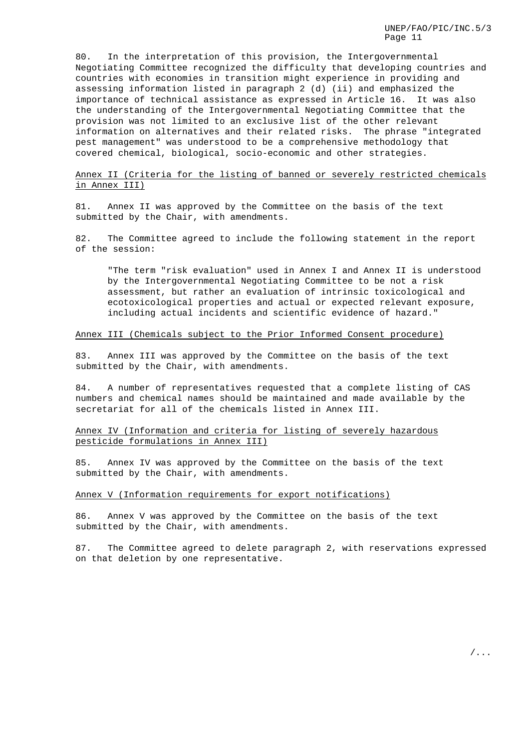80. In the interpretation of this provision, the Intergovernmental Negotiating Committee recognized the difficulty that developing countries and countries with economies in transition might experience in providing and assessing information listed in paragraph 2 (d) (ii) and emphasized the importance of technical assistance as expressed in Article 16. It was also the understanding of the Intergovernmental Negotiating Committee that the provision was not limited to an exclusive list of the other relevant information on alternatives and their related risks. The phrase "integrated pest management" was understood to be a comprehensive methodology that covered chemical, biological, socio-economic and other strategies.

Annex II (Criteria for the listing of banned or severely restricted chemicals in Annex III)

81. Annex II was approved by the Committee on the basis of the text submitted by the Chair, with amendments.

82. The Committee agreed to include the following statement in the report of the session:

> "The term "risk evaluation" used in Annex I and Annex II is understood by the Intergovernmental Negotiating Committee to be not a risk assessment, but rather an evaluation of intrinsic toxicological and ecotoxicological properties and actual or expected relevant exposure, including actual incidents and scientific evidence of hazard."

Annex III (Chemicals subject to the Prior Informed Consent procedure)

83. Annex III was approved by the Committee on the basis of the text submitted by the Chair, with amendments.

84. A number of representatives requested that a complete listing of CAS numbers and chemical names should be maintained and made available by the secretariat for all of the chemicals listed in Annex III.

Annex IV (Information and criteria for listing of severely hazardous pesticide formulations in Annex III)

85. Annex IV was approved by the Committee on the basis of the text submitted by the Chair, with amendments.

Annex V (Information requirements for export notifications)

86. Annex V was approved by the Committee on the basis of the text submitted by the Chair, with amendments.

87. The Committee agreed to delete paragraph 2, with reservations expressed on that deletion by one representative.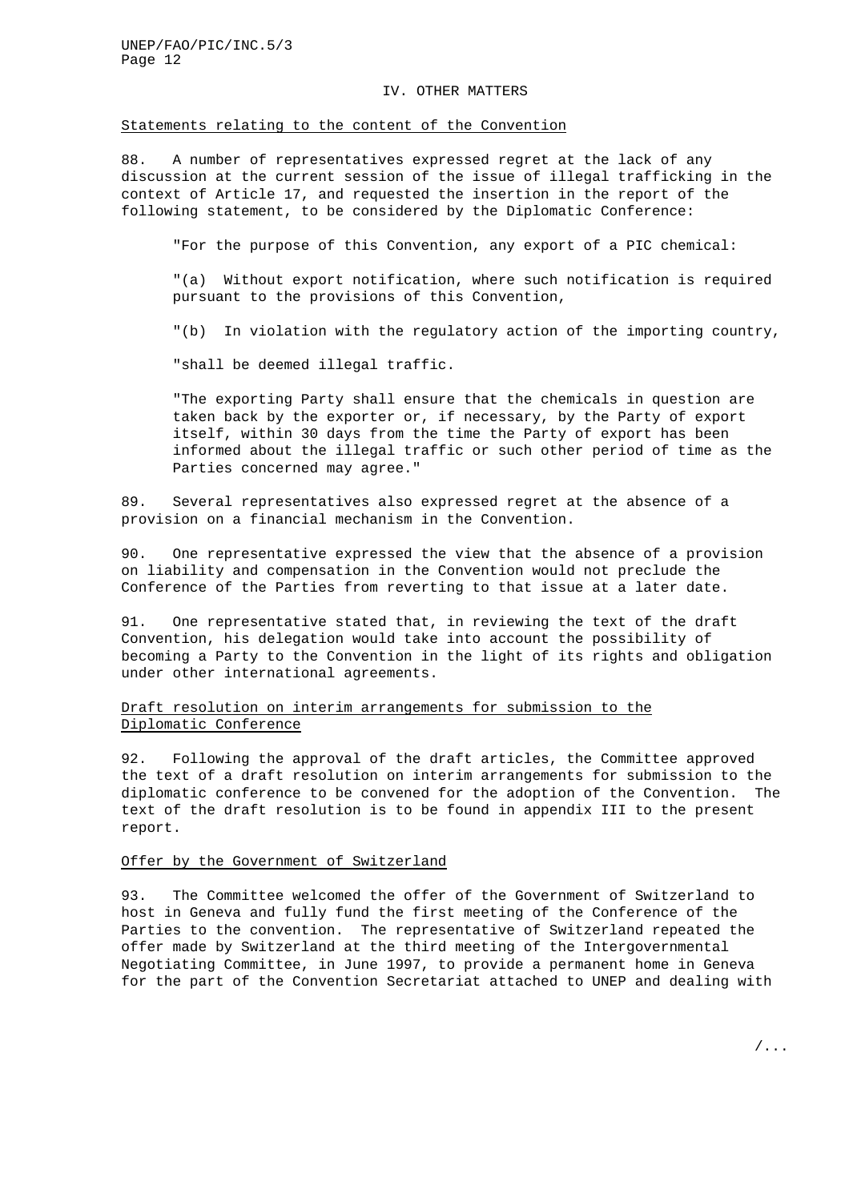## IV. OTHER MATTERS

### Statements relating to the content of the Convention

88. A number of representatives expressed regret at the lack of any discussion at the current session of the issue of illegal trafficking in the context of Article 17, and requested the insertion in the report of the following statement, to be considered by the Diplomatic Conference:

> "For the purpose of this Convention, any export of a PIC chemical:
>
> "(a) Without export notification, where such notification is required pursuant to the provisions of this Convention,
>
> "(b) In violation with the regulatory action of the importing country,
>
> "shall be deemed illegal traffic.
>
> "The exporting Party shall ensure that the chemicals in question are taken back by the exporter or, if necessary, by the Party of export itself, within 30 days from the time the Party of export has been informed about the illegal traffic or such other period of time as the Parties concerned may agree."

89. Several representatives also expressed regret at the absence of a provision on a financial mechanism in the Convention.

90. One representative expressed the view that the absence of a provision on liability and compensation in the Convention would not preclude the Conference of the Parties from reverting to that issue at a later date.

91. One representative stated that, in reviewing the text of the draft Convention, his delegation would take into account the possibility of becoming a Party to the Convention in the light of its rights and obligation under other international agreements.

### Draft resolution on interim arrangements for submission to the Diplomatic Conference

92. Following the approval of the draft articles, the Committee approved the text of a draft resolution on interim arrangements for submission to the diplomatic conference to be convened for the adoption of the Convention. The text of the draft resolution is to be found in appendix III to the present report.

### Offer by the Government of Switzerland

93. The Committee welcomed the offer of the Government of Switzerland to host in Geneva and fully fund the first meeting of the Conference of the Parties to the convention. The representative of Switzerland repeated the offer made by Switzerland at the third meeting of the Intergovernmental Negotiating Committee, in June 1997, to provide a permanent home in Geneva for the part of the Convention Secretariat attached to UNEP and dealing with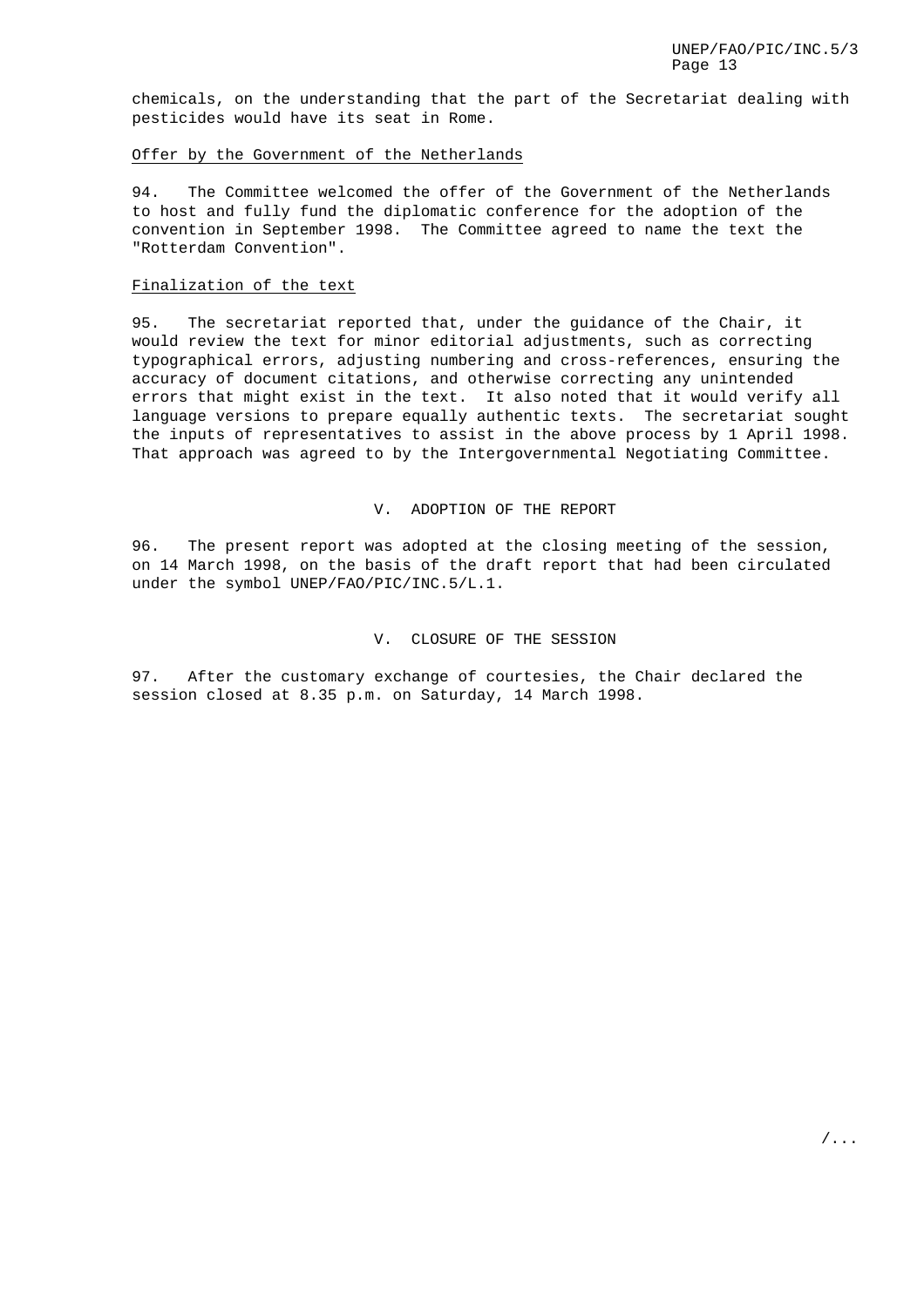chemicals, on the understanding that the part of the Secretariat dealing with pesticides would have its seat in Rome.

Offer by the Government of the Netherlands

94. The Committee welcomed the offer of the Government of the Netherlands to host and fully fund the diplomatic conference for the adoption of the convention in September 1998. The Committee agreed to name the text the "Rotterdam Convention".

Finalization of the text

95. The secretariat reported that, under the guidance of the Chair, it would review the text for minor editorial adjustments, such as correcting typographical errors, adjusting numbering and cross-references, ensuring the accuracy of document citations, and otherwise correcting any unintended errors that might exist in the text. It also noted that it would verify all language versions to prepare equally authentic texts. The secretariat sought the inputs of representatives to assist in the above process by 1 April 1998. That approach was agreed to by the Intergovernmental Negotiating Committee.

## V. ADOPTION OF THE REPORT

96. The present report was adopted at the closing meeting of the session, on 14 March 1998, on the basis of the draft report that had been circulated under the symbol UNEP/FAO/PIC/INC.5/L.1.

## V. CLOSURE OF THE SESSION

97. After the customary exchange of courtesies, the Chair declared the session closed at 8.35 p.m. on Saturday, 14 March 1998.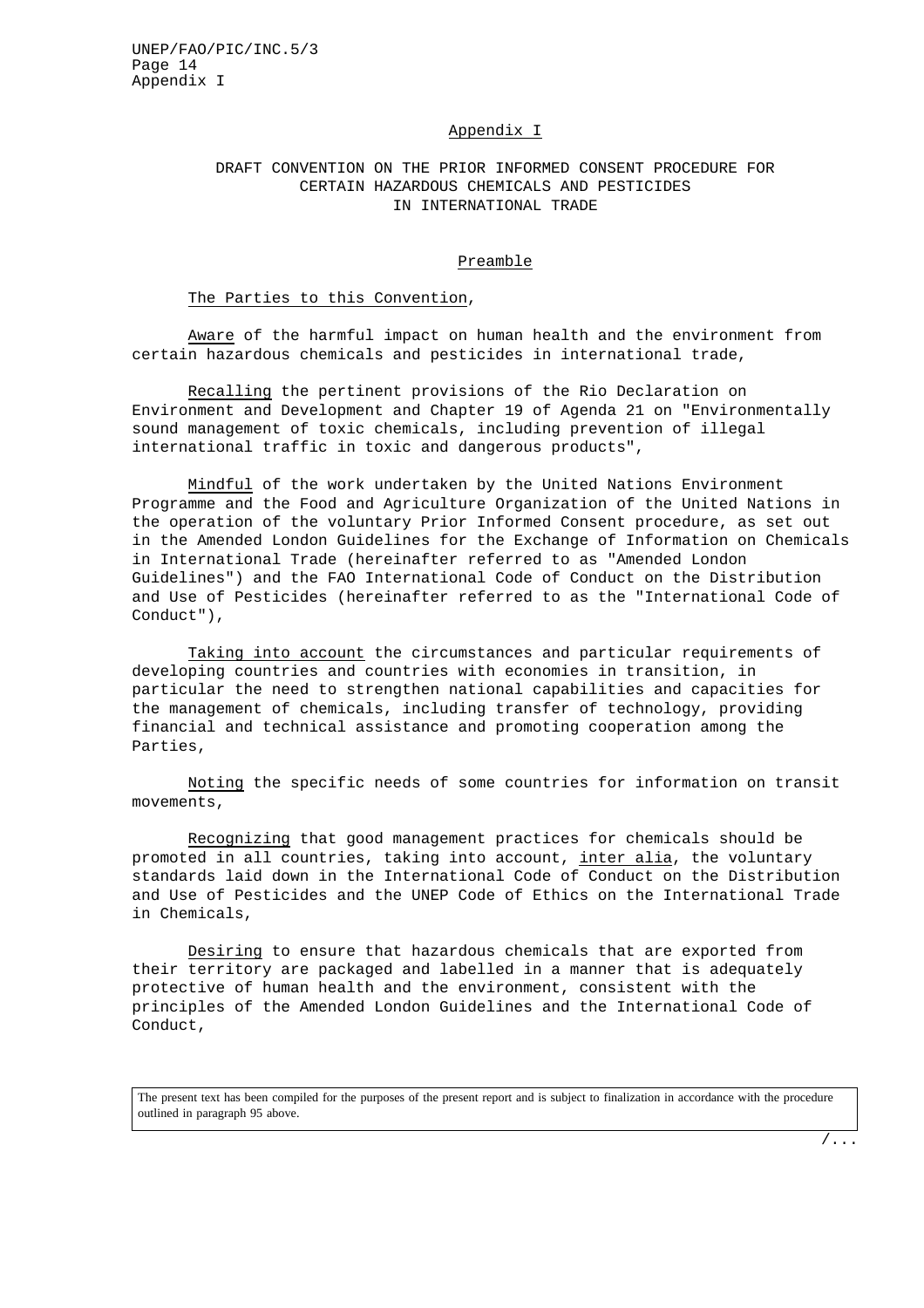Appendix I

DRAFT CONVENTION ON THE PRIOR INFORMED CONSENT PROCEDURE FOR CERTAIN HAZARDOUS CHEMICALS AND PESTICIDES IN INTERNATIONAL TRADE

Preamble

The Parties to this Convention,

Aware of the harmful impact on human health and the environment from certain hazardous chemicals and pesticides in international trade,

Recalling the pertinent provisions of the Rio Declaration on Environment and Development and Chapter 19 of Agenda 21 on "Environmentally sound management of toxic chemicals, including prevention of illegal international traffic in toxic and dangerous products",

Mindful of the work undertaken by the United Nations Environment Programme and the Food and Agriculture Organization of the United Nations in the operation of the voluntary Prior Informed Consent procedure, as set out in the Amended London Guidelines for the Exchange of Information on Chemicals in International Trade (hereinafter referred to as "Amended London Guidelines") and the FAO International Code of Conduct on the Distribution and Use of Pesticides (hereinafter referred to as the "International Code of Conduct"),

Taking into account the circumstances and particular requirements of developing countries and countries with economies in transition, in particular the need to strengthen national capabilities and capacities for the management of chemicals, including transfer of technology, providing financial and technical assistance and promoting cooperation among the Parties,

Noting the specific needs of some countries for information on transit movements,

Recognizing that good management practices for chemicals should be promoted in all countries, taking into account, *inter alia*, the voluntary standards laid down in the International Code of Conduct on the Distribution and Use of Pesticides and the UNEP Code of Ethics on the International Trade in Chemicals,

Desiring to ensure that hazardous chemicals that are exported from their territory are packaged and labelled in a manner that is adequately protective of human health and the environment, consistent with the principles of the Amended London Guidelines and the International Code of Conduct,

The present text has been compiled for the purposes of the present report and is subject to finalization in accordance with the procedure outlined in paragraph 95 above.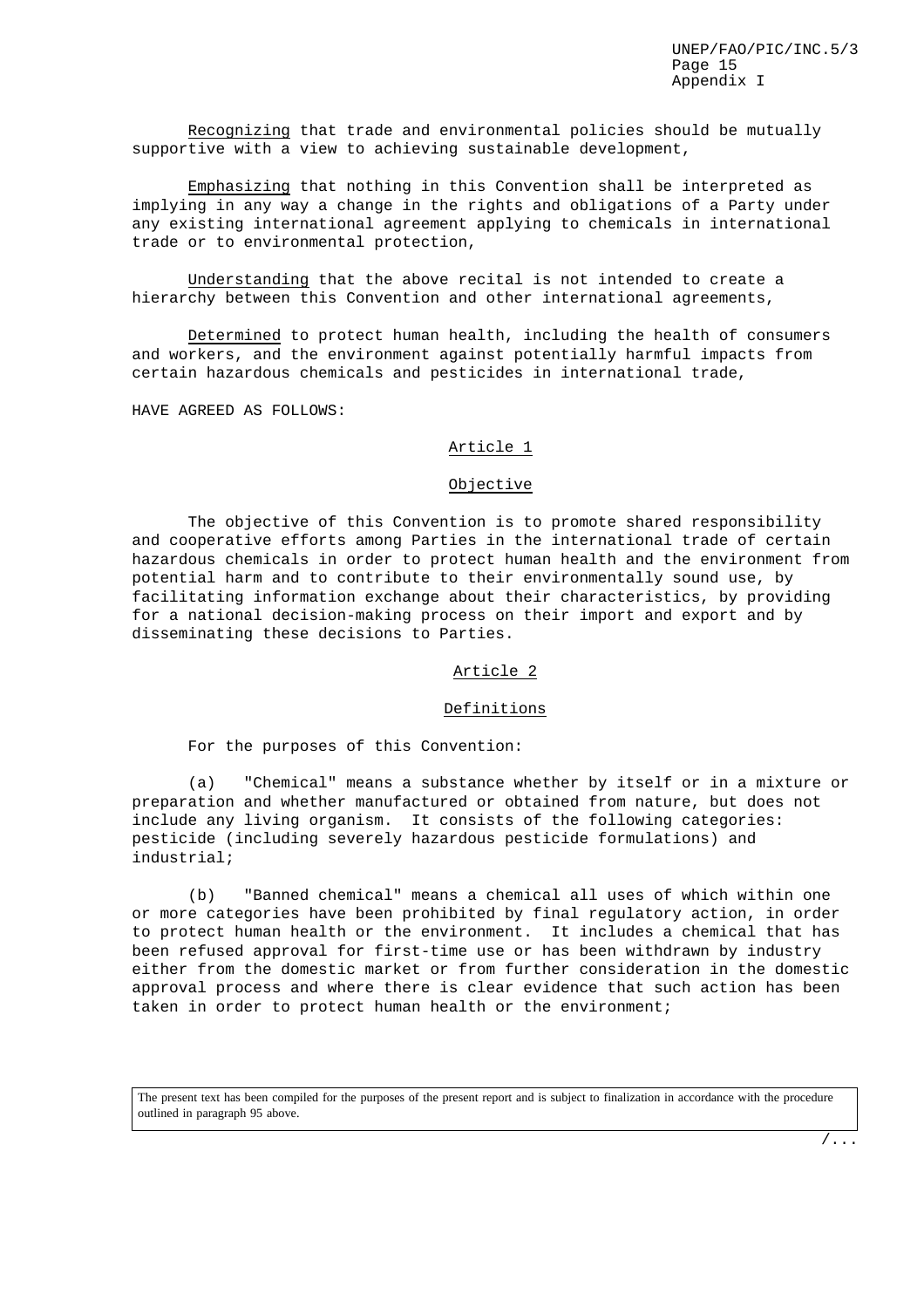Recognizing that trade and environmental policies should be mutually supportive with a view to achieving sustainable development,

Emphasizing that nothing in this Convention shall be interpreted as implying in any way a change in the rights and obligations of a Party under any existing international agreement applying to chemicals in international trade or to environmental protection,

Understanding that the above recital is not intended to create a hierarchy between this Convention and other international agreements,

Determined to protect human health, including the health of consumers and workers, and the environment against potentially harmful impacts from certain hazardous chemicals and pesticides in international trade,

HAVE AGREED AS FOLLOWS:

## Article 1

### Objective

The objective of this Convention is to promote shared responsibility and cooperative efforts among Parties in the international trade of certain hazardous chemicals in order to protect human health and the environment from potential harm and to contribute to their environmentally sound use, by facilitating information exchange about their characteristics, by providing for a national decision-making process on their import and export and by disseminating these decisions to Parties.

## Article 2

### Definitions

For the purposes of this Convention:

(a) "Chemical" means a substance whether by itself or in a mixture or preparation and whether manufactured or obtained from nature, but does not include any living organism. It consists of the following categories: pesticide (including severely hazardous pesticide formulations) and industrial;

(b) "Banned chemical" means a chemical all uses of which within one or more categories have been prohibited by final regulatory action, in order to protect human health or the environment. It includes a chemical that has been refused approval for first-time use or has been withdrawn by industry either from the domestic market or from further consideration in the domestic approval process and where there is clear evidence that such action has been taken in order to protect human health or the environment;

The present text has been compiled for the purposes of the present report and is subject to finalization in accordance with the procedure outlined in paragraph 95 above.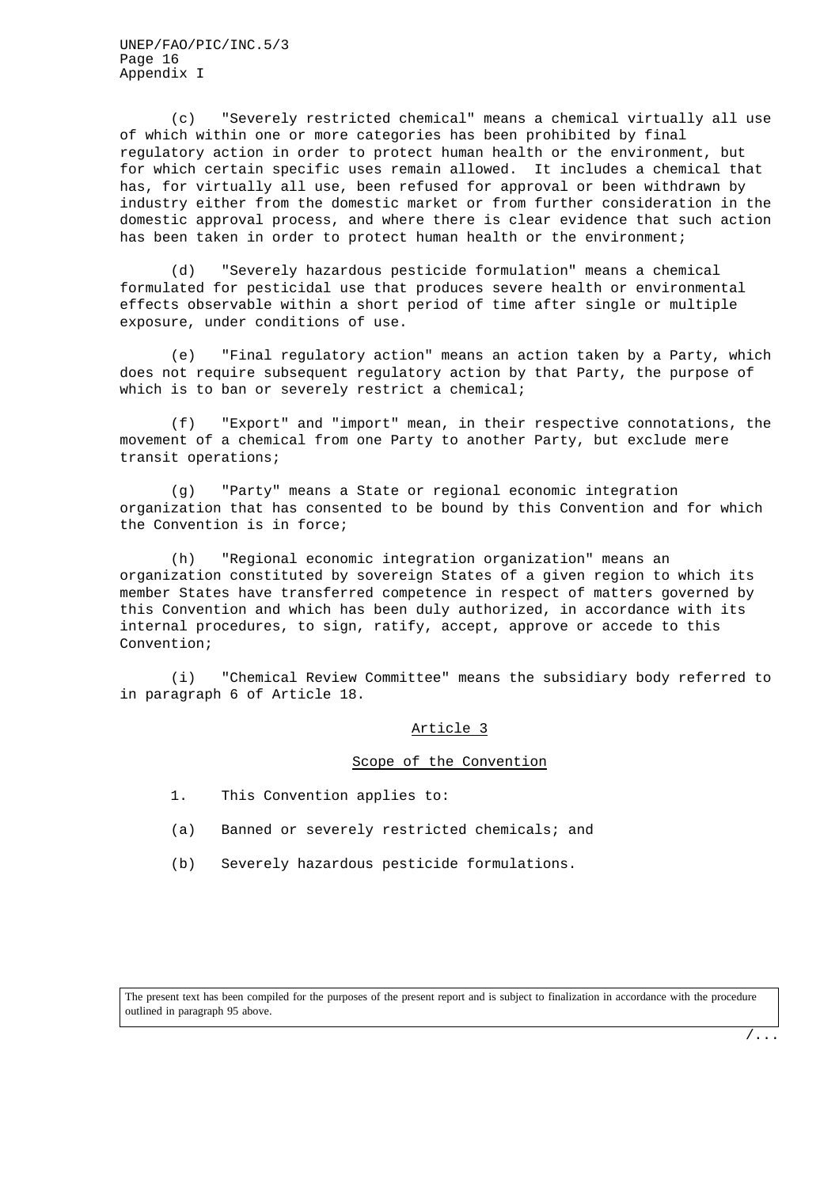(c) "Severely restricted chemical" means a chemical virtually all use of which within one or more categories has been prohibited by final regulatory action in order to protect human health or the environment, but for which certain specific uses remain allowed. It includes a chemical that has, for virtually all use, been refused for approval or been withdrawn by industry either from the domestic market or from further consideration in the domestic approval process, and where there is clear evidence that such action has been taken in order to protect human health or the environment;

(d) "Severely hazardous pesticide formulation" means a chemical formulated for pesticidal use that produces severe health or environmental effects observable within a short period of time after single or multiple exposure, under conditions of use.

(e) "Final regulatory action" means an action taken by a Party, which does not require subsequent regulatory action by that Party, the purpose of which is to ban or severely restrict a chemical;

(f) "Export" and "import" mean, in their respective connotations, the movement of a chemical from one Party to another Party, but exclude mere transit operations;

(g) "Party" means a State or regional economic integration organization that has consented to be bound by this Convention and for which the Convention is in force;

(h) "Regional economic integration organization" means an organization constituted by sovereign States of a given region to which its member States have transferred competence in respect of matters governed by this Convention and which has been duly authorized, in accordance with its internal procedures, to sign, ratify, accept, approve or accede to this Convention;

(i) "Chemical Review Committee" means the subsidiary body referred to in paragraph 6 of Article 18.

## Article 3

### Scope of the Convention

1. This Convention applies to:

(a) Banned or severely restricted chemicals; and

(b) Severely hazardous pesticide formulations.

The present text has been compiled for the purposes of the present report and is subject to finalization in accordance with the procedure outlined in paragraph 95 above.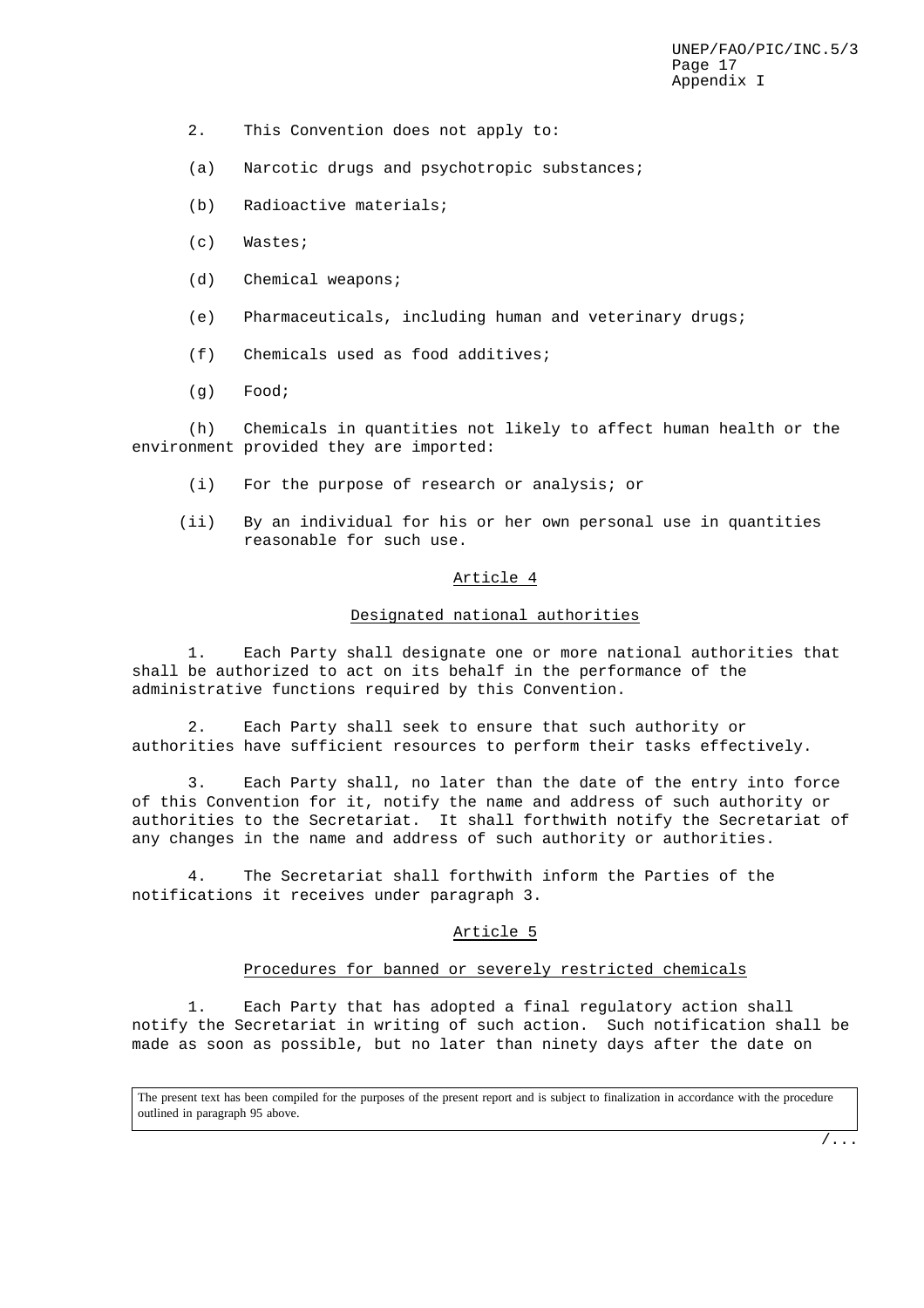2. This Convention does not apply to:

(a) Narcotic drugs and psychotropic substances;

(b) Radioactive materials;

(c) Wastes;

(d) Chemical weapons;

(e) Pharmaceuticals, including human and veterinary drugs;

(f) Chemicals used as food additives;

(g) Food;

(h) Chemicals in quantities not likely to affect human health or the environment provided they are imported:

(i) For the purpose of research or analysis; or

(ii) By an individual for his or her own personal use in quantities reasonable for such use.

## Article 4

### Designated national authorities

1. Each Party shall designate one or more national authorities that shall be authorized to act on its behalf in the performance of the administrative functions required by this Convention.

2. Each Party shall seek to ensure that such authority or authorities have sufficient resources to perform their tasks effectively.

3. Each Party shall, no later than the date of the entry into force of this Convention for it, notify the name and address of such authority or authorities to the Secretariat. It shall forthwith notify the Secretariat of any changes in the name and address of such authority or authorities.

4. The Secretariat shall forthwith inform the Parties of the notifications it receives under paragraph 3.

## Article 5

### Procedures for banned or severely restricted chemicals

1. Each Party that has adopted a final regulatory action shall notify the Secretariat in writing of such action. Such notification shall be made as soon as possible, but no later than ninety days after the date on

The present text has been compiled for the purposes of the present report and is subject to finalization in accordance with the procedure outlined in paragraph 95 above.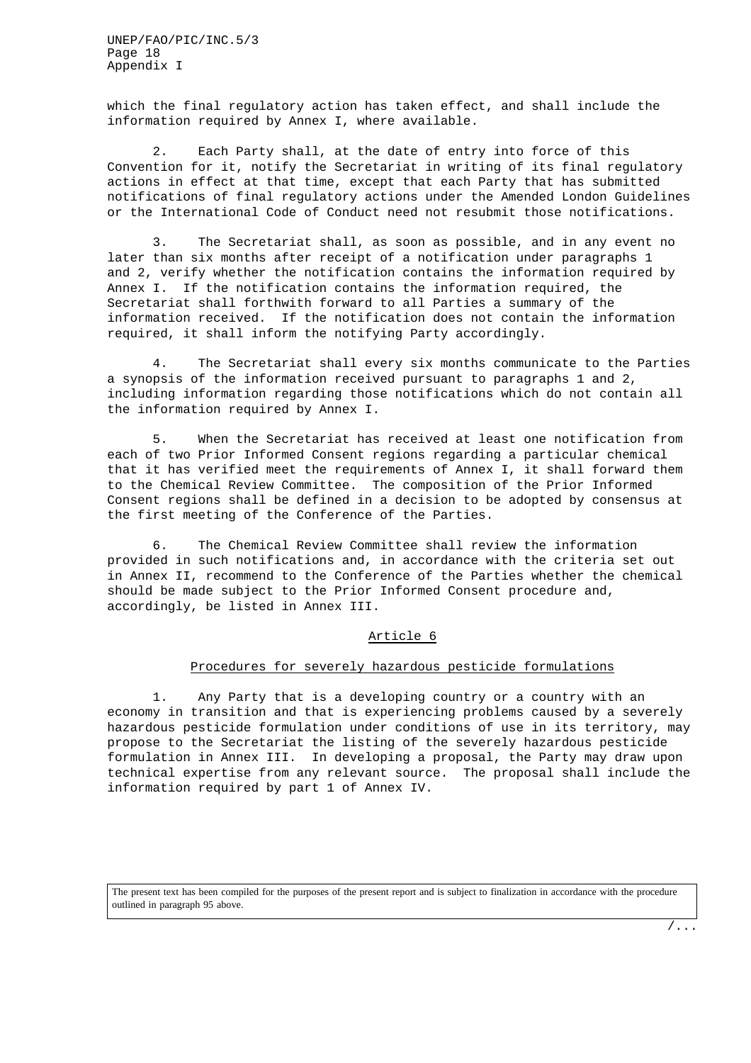which the final regulatory action has taken effect, and shall include the information required by Annex I, where available.

2. Each Party shall, at the date of entry into force of this Convention for it, notify the Secretariat in writing of its final regulatory actions in effect at that time, except that each Party that has submitted notifications of final regulatory actions under the Amended London Guidelines or the International Code of Conduct need not resubmit those notifications.

3. The Secretariat shall, as soon as possible, and in any event no later than six months after receipt of a notification under paragraphs 1 and 2, verify whether the notification contains the information required by Annex I. If the notification contains the information required, the Secretariat shall forthwith forward to all Parties a summary of the information received. If the notification does not contain the information required, it shall inform the notifying Party accordingly.

4. The Secretariat shall every six months communicate to the Parties a synopsis of the information received pursuant to paragraphs 1 and 2, including information regarding those notifications which do not contain all the information required by Annex I.

5. When the Secretariat has received at least one notification from each of two Prior Informed Consent regions regarding a particular chemical that it has verified meet the requirements of Annex I, it shall forward them to the Chemical Review Committee. The composition of the Prior Informed Consent regions shall be defined in a decision to be adopted by consensus at the first meeting of the Conference of the Parties.

6. The Chemical Review Committee shall review the information provided in such notifications and, in accordance with the criteria set out in Annex II, recommend to the Conference of the Parties whether the chemical should be made subject to the Prior Informed Consent procedure and, accordingly, be listed in Annex III.

## Article 6

### Procedures for severely hazardous pesticide formulations

1. Any Party that is a developing country or a country with an economy in transition and that is experiencing problems caused by a severely hazardous pesticide formulation under conditions of use in its territory, may propose to the Secretariat the listing of the severely hazardous pesticide formulation in Annex III. In developing a proposal, the Party may draw upon technical expertise from any relevant source. The proposal shall include the information required by part 1 of Annex IV.

The present text has been compiled for the purposes of the present report and is subject to finalization in accordance with the procedure outlined in paragraph 95 above.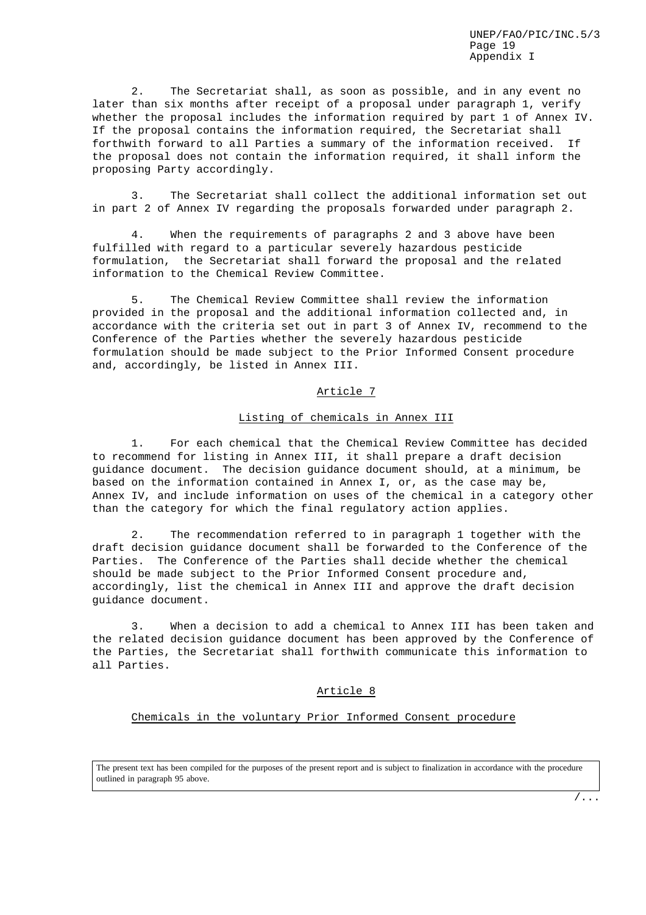2. The Secretariat shall, as soon as possible, and in any event no later than six months after receipt of a proposal under paragraph 1, verify whether the proposal includes the information required by part 1 of Annex IV. If the proposal contains the information required, the Secretariat shall forthwith forward to all Parties a summary of the information received. If the proposal does not contain the information required, it shall inform the proposing Party accordingly.

3. The Secretariat shall collect the additional information set out in part 2 of Annex IV regarding the proposals forwarded under paragraph 2.

4. When the requirements of paragraphs 2 and 3 above have been fulfilled with regard to a particular severely hazardous pesticide formulation, the Secretariat shall forward the proposal and the related information to the Chemical Review Committee.

5. The Chemical Review Committee shall review the information provided in the proposal and the additional information collected and, in accordance with the criteria set out in part 3 of Annex IV, recommend to the Conference of the Parties whether the severely hazardous pesticide formulation should be made subject to the Prior Informed Consent procedure and, accordingly, be listed in Annex III.

## Article 7

### Listing of chemicals in Annex III

1. For each chemical that the Chemical Review Committee has decided to recommend for listing in Annex III, it shall prepare a draft decision guidance document. The decision guidance document should, at a minimum, be based on the information contained in Annex I, or, as the case may be, Annex IV, and include information on uses of the chemical in a category other than the category for which the final regulatory action applies.

2. The recommendation referred to in paragraph 1 together with the draft decision guidance document shall be forwarded to the Conference of the Parties. The Conference of the Parties shall decide whether the chemical should be made subject to the Prior Informed Consent procedure and, accordingly, list the chemical in Annex III and approve the draft decision guidance document.

3. When a decision to add a chemical to Annex III has been taken and the related decision guidance document has been approved by the Conference of the Parties, the Secretariat shall forthwith communicate this information to all Parties.

## Article 8

### Chemicals in the voluntary Prior Informed Consent procedure

The present text has been compiled for the purposes of the present report and is subject to finalization in accordance with the procedure outlined in paragraph 95 above.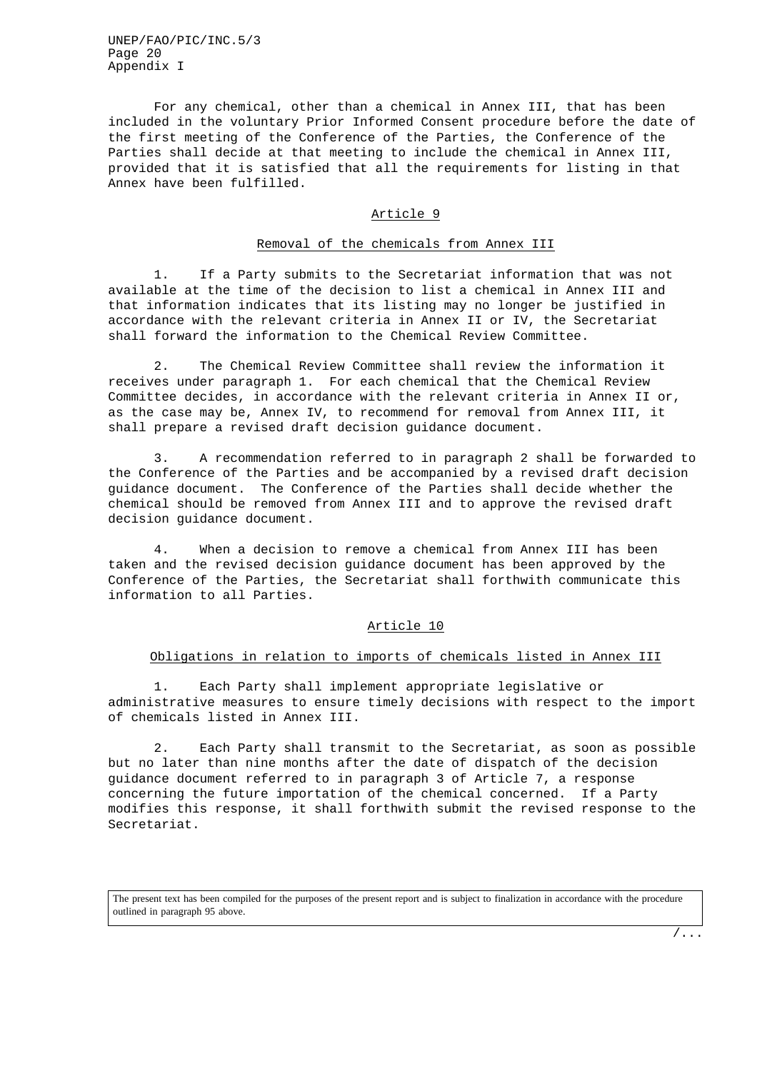For any chemical, other than a chemical in Annex III, that has been included in the voluntary Prior Informed Consent procedure before the date of the first meeting of the Conference of the Parties, the Conference of the Parties shall decide at that meeting to include the chemical in Annex III, provided that it is satisfied that all the requirements for listing in that Annex have been fulfilled.

## Article 9

### Removal of the chemicals from Annex III

1. If a Party submits to the Secretariat information that was not available at the time of the decision to list a chemical in Annex III and that information indicates that its listing may no longer be justified in accordance with the relevant criteria in Annex II or IV, the Secretariat shall forward the information to the Chemical Review Committee.

2. The Chemical Review Committee shall review the information it receives under paragraph 1. For each chemical that the Chemical Review Committee decides, in accordance with the relevant criteria in Annex II or, as the case may be, Annex IV, to recommend for removal from Annex III, it shall prepare a revised draft decision guidance document.

3. A recommendation referred to in paragraph 2 shall be forwarded to the Conference of the Parties and be accompanied by a revised draft decision guidance document. The Conference of the Parties shall decide whether the chemical should be removed from Annex III and to approve the revised draft decision guidance document.

4. When a decision to remove a chemical from Annex III has been taken and the revised decision guidance document has been approved by the Conference of the Parties, the Secretariat shall forthwith communicate this information to all Parties.

## Article 10

### Obligations in relation to imports of chemicals listed in Annex III

1. Each Party shall implement appropriate legislative or administrative measures to ensure timely decisions with respect to the import of chemicals listed in Annex III.

2. Each Party shall transmit to the Secretariat, as soon as possible but no later than nine months after the date of dispatch of the decision guidance document referred to in paragraph 3 of Article 7, a response concerning the future importation of the chemical concerned. If a Party modifies this response, it shall forthwith submit the revised response to the Secretariat.

The present text has been compiled for the purposes of the present report and is subject to finalization in accordance with the procedure outlined in paragraph 95 above.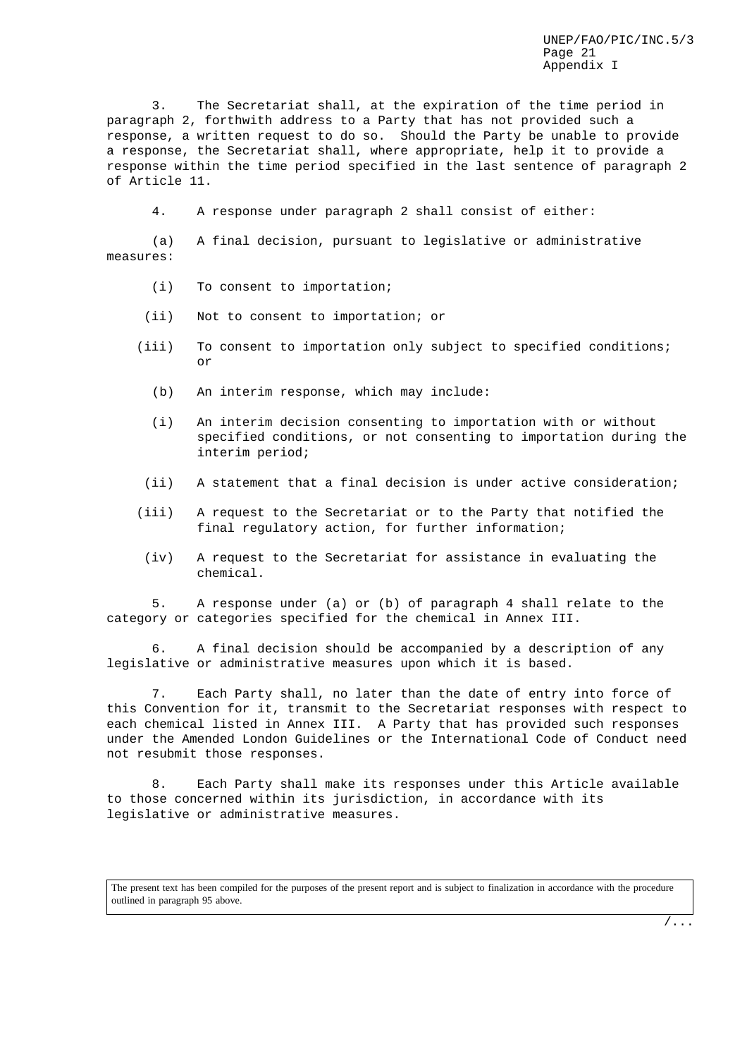3. The Secretariat shall, at the expiration of the time period in paragraph 2, forthwith address to a Party that has not provided such a response, a written request to do so. Should the Party be unable to provide a response, the Secretariat shall, where appropriate, help it to provide a response within the time period specified in the last sentence of paragraph 2 of Article 11.

4. A response under paragraph 2 shall consist of either:

(a) A final decision, pursuant to legislative or administrative measures:

(i) To consent to importation;

(ii) Not to consent to importation; or

(iii) To consent to importation only subject to specified conditions; or

(b) An interim response, which may include:

(i) An interim decision consenting to importation with or without specified conditions, or not consenting to importation during the interim period;

(ii) A statement that a final decision is under active consideration;

(iii) A request to the Secretariat or to the Party that notified the final regulatory action, for further information;

(iv) A request to the Secretariat for assistance in evaluating the chemical.

5. A response under (a) or (b) of paragraph 4 shall relate to the category or categories specified for the chemical in Annex III.

6. A final decision should be accompanied by a description of any legislative or administrative measures upon which it is based.

7. Each Party shall, no later than the date of entry into force of this Convention for it, transmit to the Secretariat responses with respect to each chemical listed in Annex III. A Party that has provided such responses under the Amended London Guidelines or the International Code of Conduct need not resubmit those responses.

8. Each Party shall make its responses under this Article available to those concerned within its jurisdiction, in accordance with its legislative or administrative measures.

The present text has been compiled for the purposes of the present report and is subject to finalization in accordance with the procedure outlined in paragraph 95 above.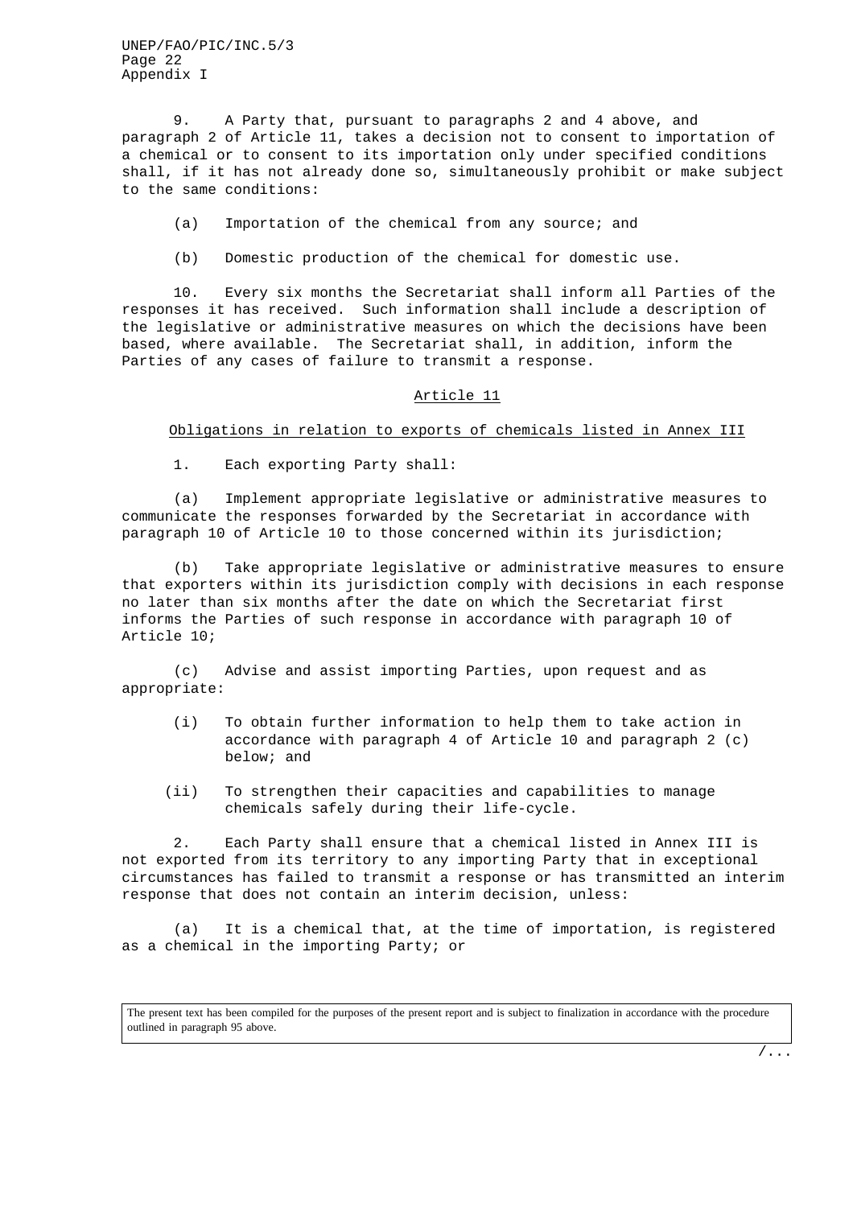9. A Party that, pursuant to paragraphs 2 and 4 above, and paragraph 2 of Article 11, takes a decision not to consent to importation of a chemical or to consent to its importation only under specified conditions shall, if it has not already done so, simultaneously prohibit or make subject to the same conditions:

(a) Importation of the chemical from any source; and

(b) Domestic production of the chemical for domestic use.

10. Every six months the Secretariat shall inform all Parties of the responses it has received. Such information shall include a description of the legislative or administrative measures on which the decisions have been based, where available. The Secretariat shall, in addition, inform the Parties of any cases of failure to transmit a response.

## Article 11

### Obligations in relation to exports of chemicals listed in Annex III

1. Each exporting Party shall:

(a) Implement appropriate legislative or administrative measures to communicate the responses forwarded by the Secretariat in accordance with paragraph 10 of Article 10 to those concerned within its jurisdiction;

(b) Take appropriate legislative or administrative measures to ensure that exporters within its jurisdiction comply with decisions in each response no later than six months after the date on which the Secretariat first informs the Parties of such response in accordance with paragraph 10 of Article 10;

(c) Advise and assist importing Parties, upon request and as appropriate:

(i) To obtain further information to help them to take action in accordance with paragraph 4 of Article 10 and paragraph 2 (c) below; and

(ii) To strengthen their capacities and capabilities to manage chemicals safely during their life-cycle.

2. Each Party shall ensure that a chemical listed in Annex III is not exported from its territory to any importing Party that in exceptional circumstances has failed to transmit a response or has transmitted an interim response that does not contain an interim decision, unless:

(a) It is a chemical that, at the time of importation, is registered as a chemical in the importing Party; or

The present text has been compiled for the purposes of the present report and is subject to finalization in accordance with the procedure outlined in paragraph 95 above.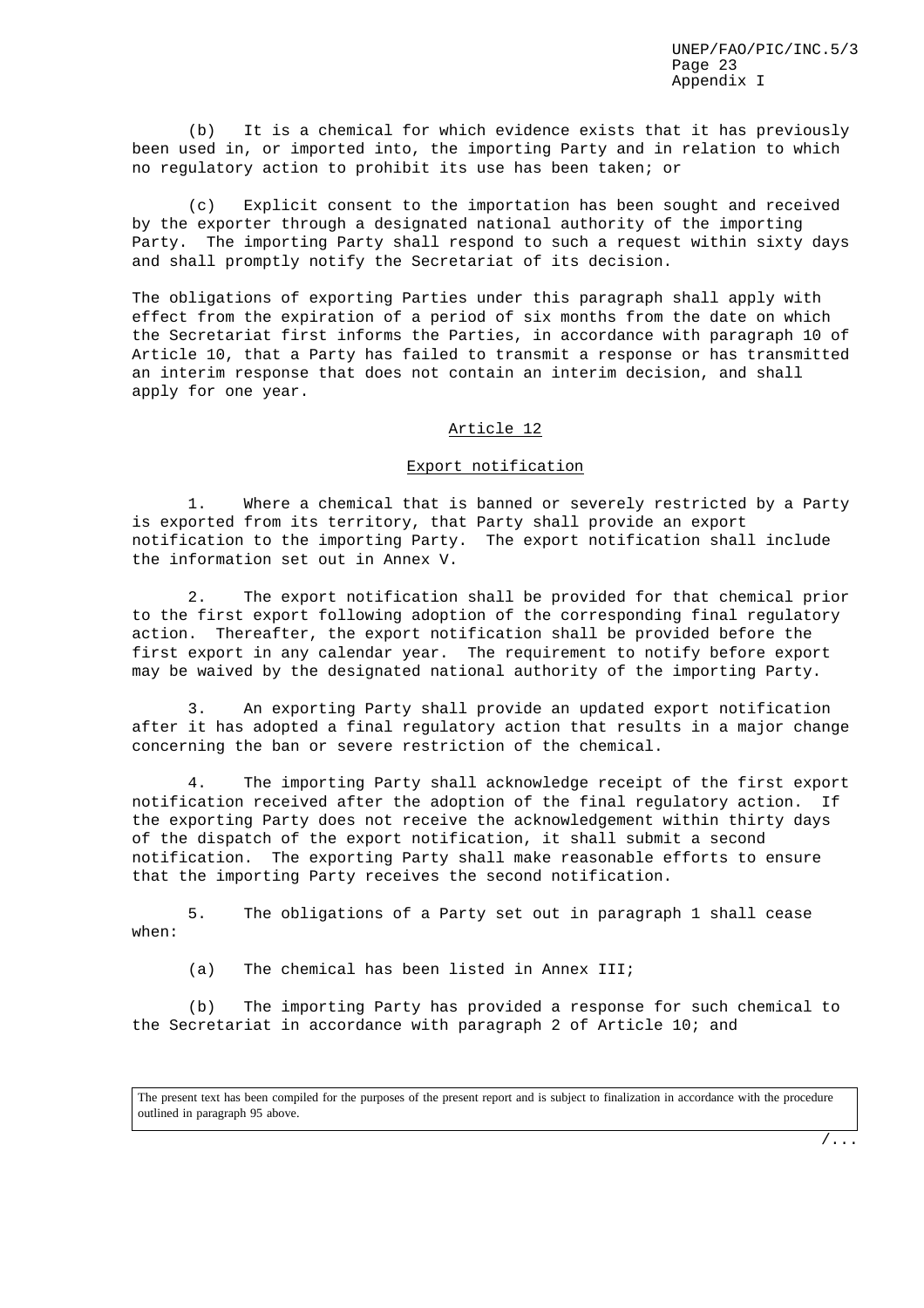(b) It is a chemical for which evidence exists that it has previously been used in, or imported into, the importing Party and in relation to which no regulatory action to prohibit its use has been taken; or

(c) Explicit consent to the importation has been sought and received by the exporter through a designated national authority of the importing Party. The importing Party shall respond to such a request within sixty days and shall promptly notify the Secretariat of its decision.

The obligations of exporting Parties under this paragraph shall apply with effect from the expiration of a period of six months from the date on which the Secretariat first informs the Parties, in accordance with paragraph 10 of Article 10, that a Party has failed to transmit a response or has transmitted an interim response that does not contain an interim decision, and shall apply for one year.

## Article 12

### Export notification

1. Where a chemical that is banned or severely restricted by a Party is exported from its territory, that Party shall provide an export notification to the importing Party. The export notification shall include the information set out in Annex V.

2. The export notification shall be provided for that chemical prior to the first export following adoption of the corresponding final regulatory action. Thereafter, the export notification shall be provided before the first export in any calendar year. The requirement to notify before export may be waived by the designated national authority of the importing Party.

3. An exporting Party shall provide an updated export notification after it has adopted a final regulatory action that results in a major change concerning the ban or severe restriction of the chemical.

4. The importing Party shall acknowledge receipt of the first export notification received after the adoption of the final regulatory action. If the exporting Party does not receive the acknowledgement within thirty days of the dispatch of the export notification, it shall submit a second notification. The exporting Party shall make reasonable efforts to ensure that the importing Party receives the second notification.

5. The obligations of a Party set out in paragraph 1 shall cease when:

(a) The chemical has been listed in Annex III;

(b) The importing Party has provided a response for such chemical to the Secretariat in accordance with paragraph 2 of Article 10; and

The present text has been compiled for the purposes of the present report and is subject to finalization in accordance with the procedure outlined in paragraph 95 above.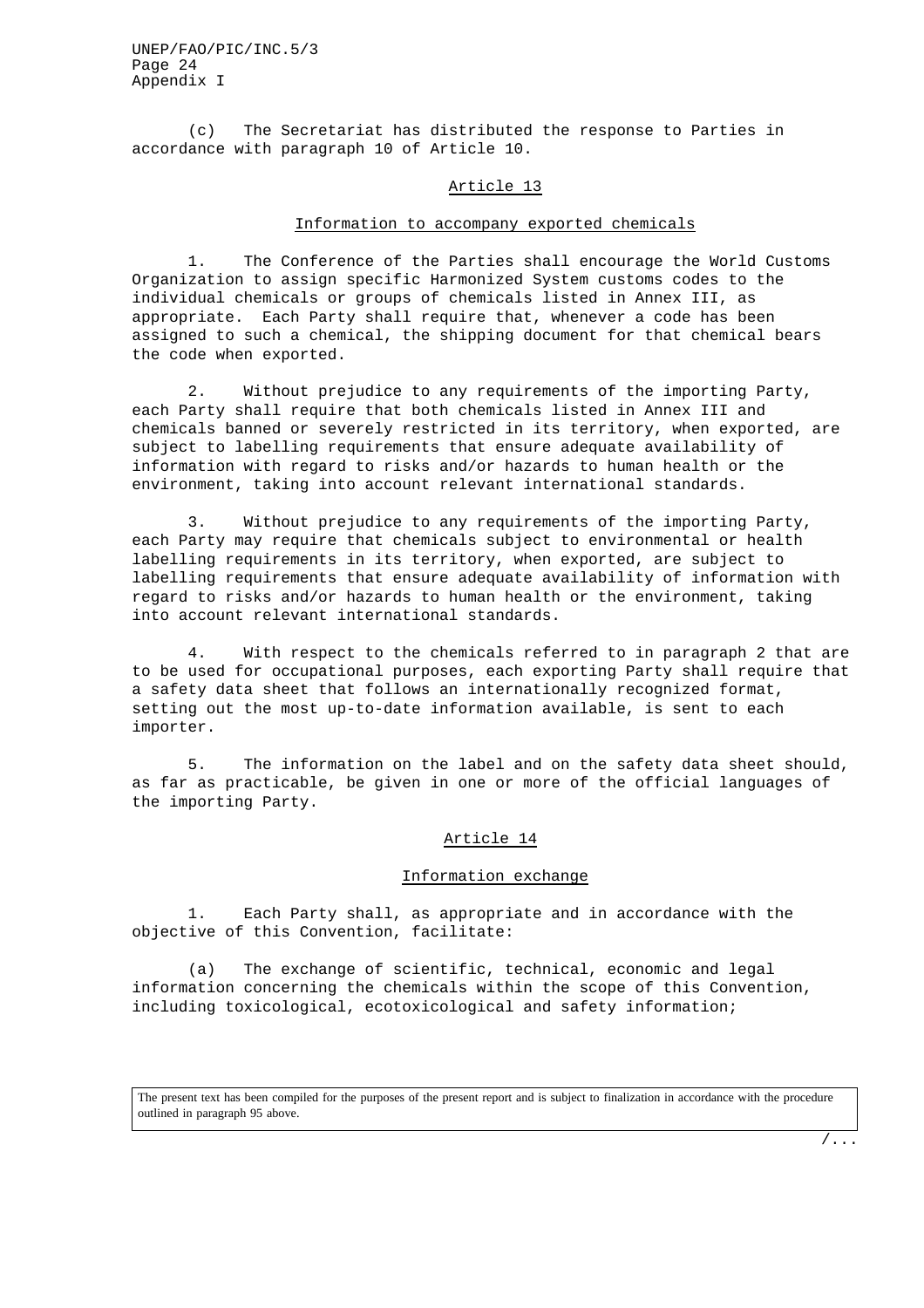(c) The Secretariat has distributed the response to Parties in accordance with paragraph 10 of Article 10.

## Article 13

### Information to accompany exported chemicals

1. The Conference of the Parties shall encourage the World Customs Organization to assign specific Harmonized System customs codes to the individual chemicals or groups of chemicals listed in Annex III, as appropriate. Each Party shall require that, whenever a code has been assigned to such a chemical, the shipping document for that chemical bears the code when exported.

2. Without prejudice to any requirements of the importing Party, each Party shall require that both chemicals listed in Annex III and chemicals banned or severely restricted in its territory, when exported, are subject to labelling requirements that ensure adequate availability of information with regard to risks and/or hazards to human health or the environment, taking into account relevant international standards.

3. Without prejudice to any requirements of the importing Party, each Party may require that chemicals subject to environmental or health labelling requirements in its territory, when exported, are subject to labelling requirements that ensure adequate availability of information with regard to risks and/or hazards to human health or the environment, taking into account relevant international standards.

4. With respect to the chemicals referred to in paragraph 2 that are to be used for occupational purposes, each exporting Party shall require that a safety data sheet that follows an internationally recognized format, setting out the most up-to-date information available, is sent to each importer.

5. The information on the label and on the safety data sheet should, as far as practicable, be given in one or more of the official languages of the importing Party.

## Article 14

### Information exchange

1. Each Party shall, as appropriate and in accordance with the objective of this Convention, facilitate:

(a) The exchange of scientific, technical, economic and legal information concerning the chemicals within the scope of this Convention, including toxicological, ecotoxicological and safety information;

The present text has been compiled for the purposes of the present report and is subject to finalization in accordance with the procedure outlined in paragraph 95 above.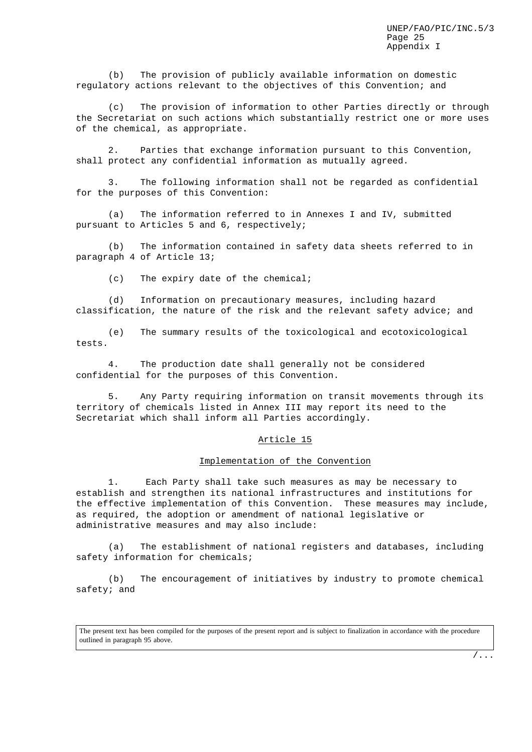(b) The provision of publicly available information on domestic regulatory actions relevant to the objectives of this Convention; and

(c) The provision of information to other Parties directly or through the Secretariat on such actions which substantially restrict one or more uses of the chemical, as appropriate.

2. Parties that exchange information pursuant to this Convention, shall protect any confidential information as mutually agreed.

3. The following information shall not be regarded as confidential for the purposes of this Convention:

(a) The information referred to in Annexes I and IV, submitted pursuant to Articles 5 and 6, respectively;

(b) The information contained in safety data sheets referred to in paragraph 4 of Article 13;

(c) The expiry date of the chemical;

(d) Information on precautionary measures, including hazard classification, the nature of the risk and the relevant safety advice; and

(e) The summary results of the toxicological and ecotoxicological tests.

4. The production date shall generally not be considered confidential for the purposes of this Convention.

5. Any Party requiring information on transit movements through its territory of chemicals listed in Annex III may report its need to the Secretariat which shall inform all Parties accordingly.

## Article 15

### Implementation of the Convention

1. Each Party shall take such measures as may be necessary to establish and strengthen its national infrastructures and institutions for the effective implementation of this Convention. These measures may include, as required, the adoption or amendment of national legislative or administrative measures and may also include:

(a) The establishment of national registers and databases, including safety information for chemicals;

(b) The encouragement of initiatives by industry to promote chemical safety; and

The present text has been compiled for the purposes of the present report and is subject to finalization in accordance with the procedure outlined in paragraph 95 above.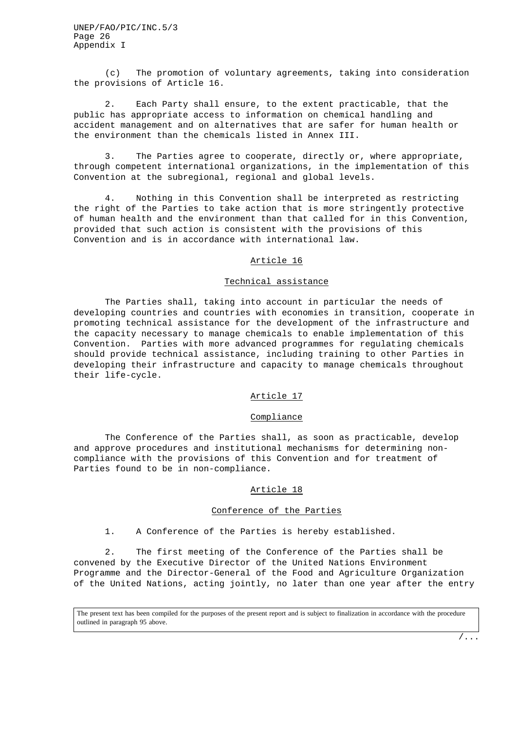(c) The promotion of voluntary agreements, taking into consideration the provisions of Article 16.

2. Each Party shall ensure, to the extent practicable, that the public has appropriate access to information on chemical handling and accident management and on alternatives that are safer for human health or the environment than the chemicals listed in Annex III.

3. The Parties agree to cooperate, directly or, where appropriate, through competent international organizations, in the implementation of this Convention at the subregional, regional and global levels.

4. Nothing in this Convention shall be interpreted as restricting the right of the Parties to take action that is more stringently protective of human health and the environment than that called for in this Convention, provided that such action is consistent with the provisions of this Convention and is in accordance with international law.

## Article 16

### Technical assistance

The Parties shall, taking into account in particular the needs of developing countries and countries with economies in transition, cooperate in promoting technical assistance for the development of the infrastructure and the capacity necessary to manage chemicals to enable implementation of this Convention. Parties with more advanced programmes for regulating chemicals should provide technical assistance, including training to other Parties in developing their infrastructure and capacity to manage chemicals throughout their life-cycle.

## Article 17

### Compliance

The Conference of the Parties shall, as soon as practicable, develop and approve procedures and institutional mechanisms for determining non-compliance with the provisions of this Convention and for treatment of Parties found to be in non-compliance.

## Article 18

### Conference of the Parties

1. A Conference of the Parties is hereby established.

2. The first meeting of the Conference of the Parties shall be convened by the Executive Director of the United Nations Environment Programme and the Director-General of the Food and Agriculture Organization of the United Nations, acting jointly, no later than one year after the entry

The present text has been compiled for the purposes of the present report and is subject to finalization in accordance with the procedure outlined in paragraph 95 above.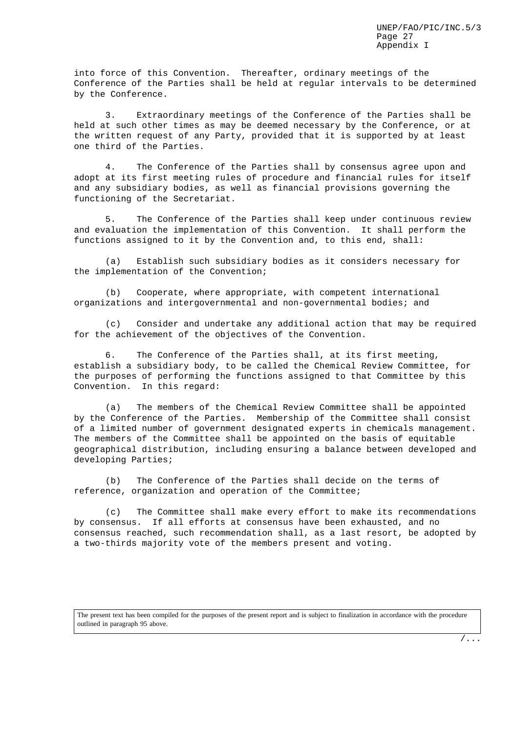into force of this Convention. Thereafter, ordinary meetings of the Conference of the Parties shall be held at regular intervals to be determined by the Conference.

3. Extraordinary meetings of the Conference of the Parties shall be held at such other times as may be deemed necessary by the Conference, or at the written request of any Party, provided that it is supported by at least one third of the Parties.

4. The Conference of the Parties shall by consensus agree upon and adopt at its first meeting rules of procedure and financial rules for itself and any subsidiary bodies, as well as financial provisions governing the functioning of the Secretariat.

5. The Conference of the Parties shall keep under continuous review and evaluation the implementation of this Convention. It shall perform the functions assigned to it by the Convention and, to this end, shall:

(a) Establish such subsidiary bodies as it considers necessary for the implementation of the Convention;

(b) Cooperate, where appropriate, with competent international organizations and intergovernmental and non-governmental bodies; and

(c) Consider and undertake any additional action that may be required for the achievement of the objectives of the Convention.

6. The Conference of the Parties shall, at its first meeting, establish a subsidiary body, to be called the Chemical Review Committee, for the purposes of performing the functions assigned to that Committee by this Convention. In this regard:

(a) The members of the Chemical Review Committee shall be appointed by the Conference of the Parties. Membership of the Committee shall consist of a limited number of government designated experts in chemicals management. The members of the Committee shall be appointed on the basis of equitable geographical distribution, including ensuring a balance between developed and developing Parties;

(b) The Conference of the Parties shall decide on the terms of reference, organization and operation of the Committee;

(c) The Committee shall make every effort to make its recommendations by consensus. If all efforts at consensus have been exhausted, and no consensus reached, such recommendation shall, as a last resort, be adopted by a two-thirds majority vote of the members present and voting.

The present text has been compiled for the purposes of the present report and is subject to finalization in accordance with the procedure outlined in paragraph 95 above.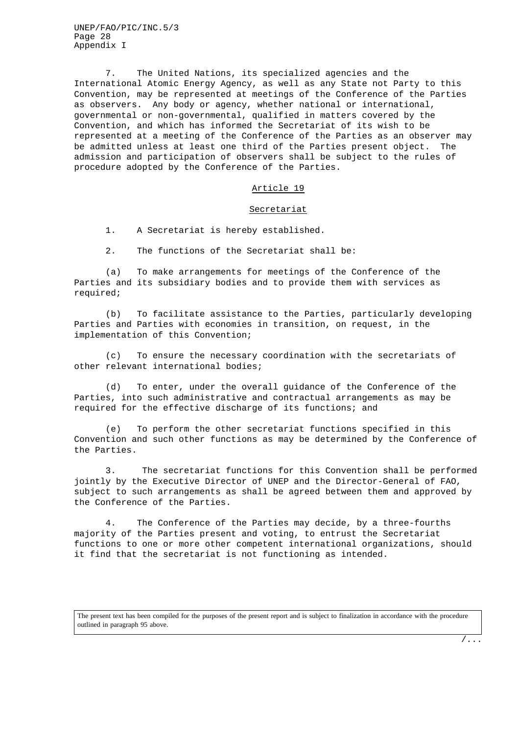7. The United Nations, its specialized agencies and the International Atomic Energy Agency, as well as any State not Party to this Convention, may be represented at meetings of the Conference of the Parties as observers. Any body or agency, whether national or international, governmental or non-governmental, qualified in matters covered by the Convention, and which has informed the Secretariat of its wish to be represented at a meeting of the Conference of the Parties as an observer may be admitted unless at least one third of the Parties present object. The admission and participation of observers shall be subject to the rules of procedure adopted by the Conference of the Parties.

## Article 19

## Secretariat

1. A Secretariat is hereby established.

2. The functions of the Secretariat shall be:

(a) To make arrangements for meetings of the Conference of the Parties and its subsidiary bodies and to provide them with services as required;

(b) To facilitate assistance to the Parties, particularly developing Parties and Parties with economies in transition, on request, in the implementation of this Convention;

(c) To ensure the necessary coordination with the secretariats of other relevant international bodies;

(d) To enter, under the overall guidance of the Conference of the Parties, into such administrative and contractual arrangements as may be required for the effective discharge of its functions; and

(e) To perform the other secretariat functions specified in this Convention and such other functions as may be determined by the Conference of the Parties.

3. The secretariat functions for this Convention shall be performed jointly by the Executive Director of UNEP and the Director-General of FAO, subject to such arrangements as shall be agreed between them and approved by the Conference of the Parties.

4. The Conference of the Parties may decide, by a three-fourths majority of the Parties present and voting, to entrust the Secretariat functions to one or more other competent international organizations, should it find that the secretariat is not functioning as intended.

The present text has been compiled for the purposes of the present report and is subject to finalization in accordance with the procedure outlined in paragraph 95 above.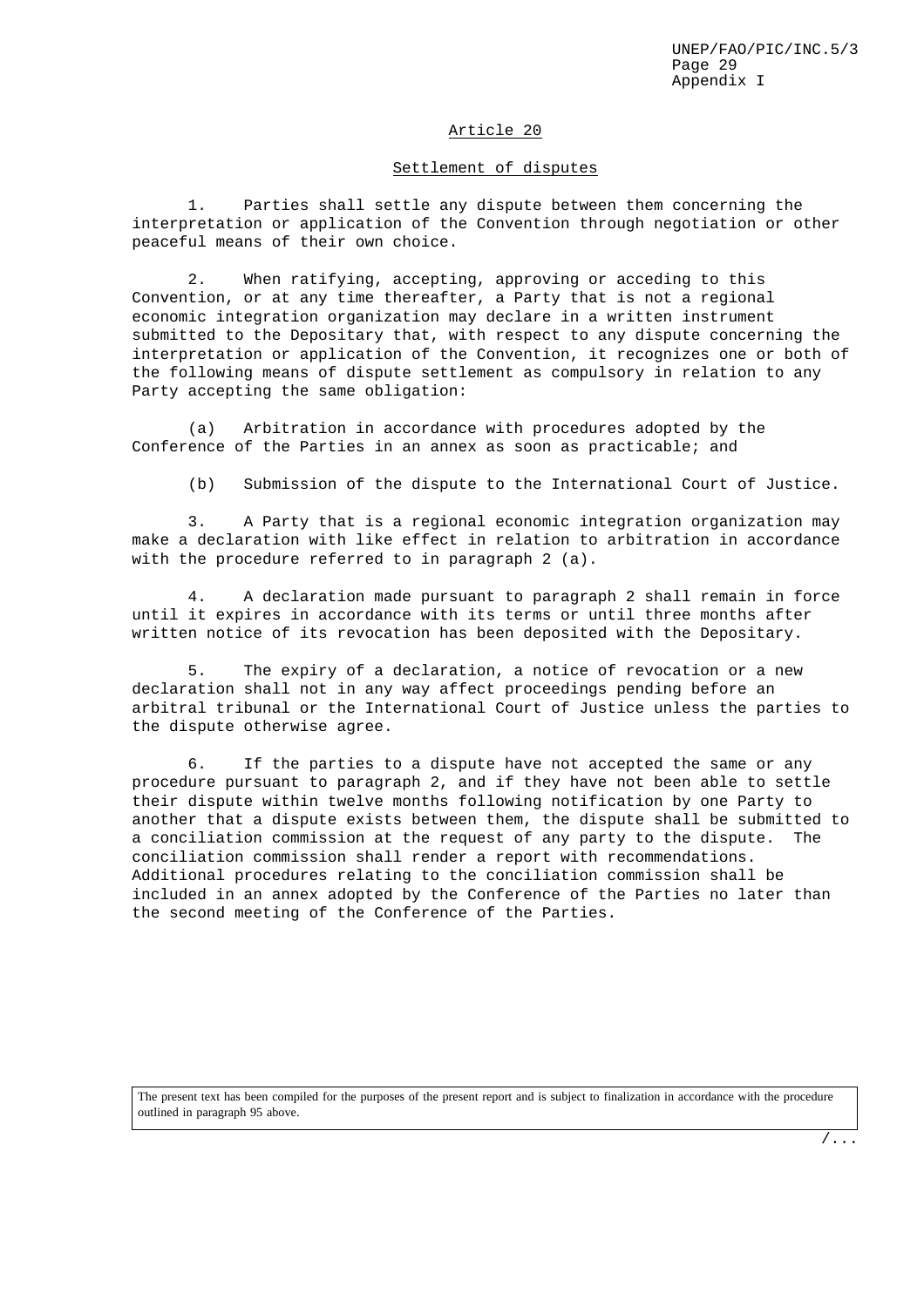## Article 20

### Settlement of disputes

1. Parties shall settle any dispute between them concerning the interpretation or application of the Convention through negotiation or other peaceful means of their own choice.

2. When ratifying, accepting, approving or acceding to this Convention, or at any time thereafter, a Party that is not a regional economic integration organization may declare in a written instrument submitted to the Depositary that, with respect to any dispute concerning the interpretation or application of the Convention, it recognizes one or both of the following means of dispute settlement as compulsory in relation to any Party accepting the same obligation:

(a) Arbitration in accordance with procedures adopted by the Conference of the Parties in an annex as soon as practicable; and

(b) Submission of the dispute to the International Court of Justice.

3. A Party that is a regional economic integration organization may make a declaration with like effect in relation to arbitration in accordance with the procedure referred to in paragraph 2 (a).

4. A declaration made pursuant to paragraph 2 shall remain in force until it expires in accordance with its terms or until three months after written notice of its revocation has been deposited with the Depositary.

5. The expiry of a declaration, a notice of revocation or a new declaration shall not in any way affect proceedings pending before an arbitral tribunal or the International Court of Justice unless the parties to the dispute otherwise agree.

6. If the parties to a dispute have not accepted the same or any procedure pursuant to paragraph 2, and if they have not been able to settle their dispute within twelve months following notification by one Party to another that a dispute exists between them, the dispute shall be submitted to a conciliation commission at the request of any party to the dispute. The conciliation commission shall render a report with recommendations. Additional procedures relating to the conciliation commission shall be included in an annex adopted by the Conference of the Parties no later than the second meeting of the Conference of the Parties.

The present text has been compiled for the purposes of the present report and is subject to finalization in accordance with the procedure outlined in paragraph 95 above.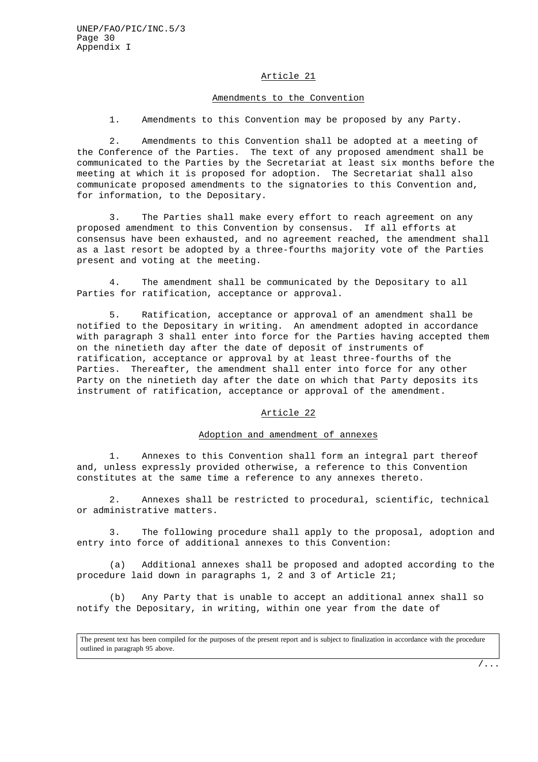## Article 21

### Amendments to the Convention

1. Amendments to this Convention may be proposed by any Party.

2. Amendments to this Convention shall be adopted at a meeting of the Conference of the Parties. The text of any proposed amendment shall be communicated to the Parties by the Secretariat at least six months before the meeting at which it is proposed for adoption. The Secretariat shall also communicate proposed amendments to the signatories to this Convention and, for information, to the Depositary.

3. The Parties shall make every effort to reach agreement on any proposed amendment to this Convention by consensus. If all efforts at consensus have been exhausted, and no agreement reached, the amendment shall as a last resort be adopted by a three-fourths majority vote of the Parties present and voting at the meeting.

4. The amendment shall be communicated by the Depositary to all Parties for ratification, acceptance or approval.

5. Ratification, acceptance or approval of an amendment shall be notified to the Depositary in writing. An amendment adopted in accordance with paragraph 3 shall enter into force for the Parties having accepted them on the ninetieth day after the date of deposit of instruments of ratification, acceptance or approval by at least three-fourths of the Parties. Thereafter, the amendment shall enter into force for any other Party on the ninetieth day after the date on which that Party deposits its instrument of ratification, acceptance or approval of the amendment.

## Article 22

### Adoption and amendment of annexes

1. Annexes to this Convention shall form an integral part thereof and, unless expressly provided otherwise, a reference to this Convention constitutes at the same time a reference to any annexes thereto.

2. Annexes shall be restricted to procedural, scientific, technical or administrative matters.

3. The following procedure shall apply to the proposal, adoption and entry into force of additional annexes to this Convention:

(a) Additional annexes shall be proposed and adopted according to the procedure laid down in paragraphs 1, 2 and 3 of Article 21;

(b) Any Party that is unable to accept an additional annex shall so notify the Depositary, in writing, within one year from the date of

The present text has been compiled for the purposes of the present report and is subject to finalization in accordance with the procedure outlined in paragraph 95 above.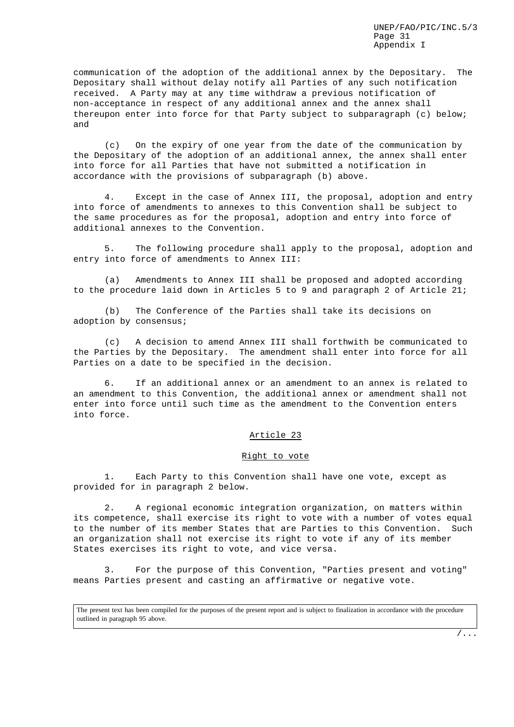communication of the adoption of the additional annex by the Depositary. The Depositary shall without delay notify all Parties of any such notification received. A Party may at any time withdraw a previous notification of non-acceptance in respect of any additional annex and the annex shall thereupon enter into force for that Party subject to subparagraph (c) below; and

(c) On the expiry of one year from the date of the communication by the Depositary of the adoption of an additional annex, the annex shall enter into force for all Parties that have not submitted a notification in accordance with the provisions of subparagraph (b) above.

4. Except in the case of Annex III, the proposal, adoption and entry into force of amendments to annexes to this Convention shall be subject to the same procedures as for the proposal, adoption and entry into force of additional annexes to the Convention.

5. The following procedure shall apply to the proposal, adoption and entry into force of amendments to Annex III:

(a) Amendments to Annex III shall be proposed and adopted according to the procedure laid down in Articles 5 to 9 and paragraph 2 of Article 21;

(b) The Conference of the Parties shall take its decisions on adoption by consensus;

(c) A decision to amend Annex III shall forthwith be communicated to the Parties by the Depositary. The amendment shall enter into force for all Parties on a date to be specified in the decision.

6. If an additional annex or an amendment to an annex is related to an amendment to this Convention, the additional annex or amendment shall not enter into force until such time as the amendment to the Convention enters into force.

## Article 23

### Right to vote

1. Each Party to this Convention shall have one vote, except as provided for in paragraph 2 below.

2. A regional economic integration organization, on matters within its competence, shall exercise its right to vote with a number of votes equal to the number of its member States that are Parties to this Convention. Such an organization shall not exercise its right to vote if any of its member States exercises its right to vote, and vice versa.

3. For the purpose of this Convention, "Parties present and voting" means Parties present and casting an affirmative or negative vote.

The present text has been compiled for the purposes of the present report and is subject to finalization in accordance with the procedure outlined in paragraph 95 above.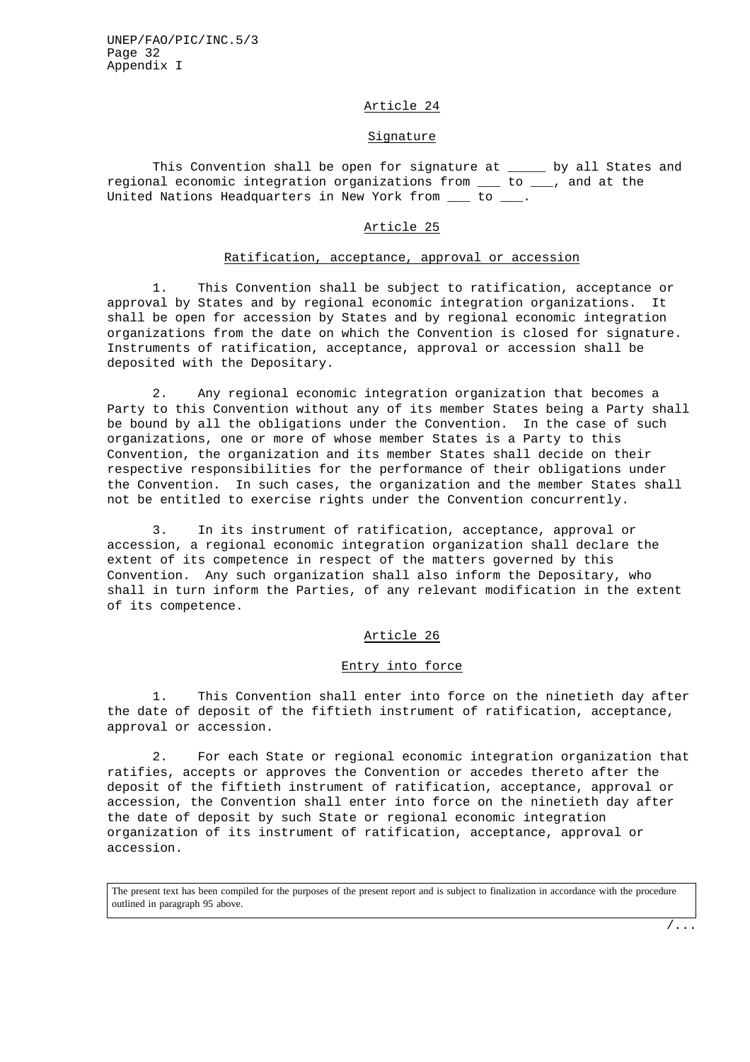## Article 24

### Signature

This Convention shall be open for signature at _____ by all States and regional economic integration organizations from ___ to ___, and at the United Nations Headquarters in New York from ___ to ___.

## Article 25

### Ratification, acceptance, approval or accession

1. This Convention shall be subject to ratification, acceptance or approval by States and by regional economic integration organizations. It shall be open for accession by States and by regional economic integration organizations from the date on which the Convention is closed for signature. Instruments of ratification, acceptance, approval or accession shall be deposited with the Depositary.

2. Any regional economic integration organization that becomes a Party to this Convention without any of its member States being a Party shall be bound by all the obligations under the Convention. In the case of such organizations, one or more of whose member States is a Party to this Convention, the organization and its member States shall decide on their respective responsibilities for the performance of their obligations under the Convention. In such cases, the organization and the member States shall not be entitled to exercise rights under the Convention concurrently.

3. In its instrument of ratification, acceptance, approval or accession, a regional economic integration organization shall declare the extent of its competence in respect of the matters governed by this Convention. Any such organization shall also inform the Depositary, who shall in turn inform the Parties, of any relevant modification in the extent of its competence.

## Article 26

### Entry into force

1. This Convention shall enter into force on the ninetieth day after the date of deposit of the fiftieth instrument of ratification, acceptance, approval or accession.

2. For each State or regional economic integration organization that ratifies, accepts or approves the Convention or accedes thereto after the deposit of the fiftieth instrument of ratification, acceptance, approval or accession, the Convention shall enter into force on the ninetieth day after the date of deposit by such State or regional economic integration organization of its instrument of ratification, acceptance, approval or accession.

The present text has been compiled for the purposes of the present report and is subject to finalization in accordance with the procedure outlined in paragraph 95 above.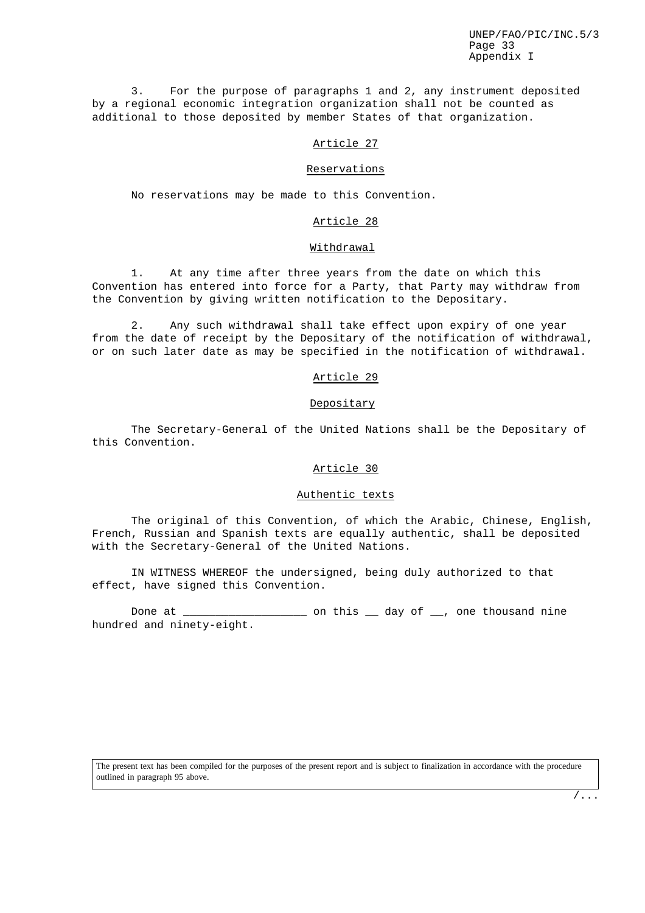3. For the purpose of paragraphs 1 and 2, any instrument deposited by a regional economic integration organization shall not be counted as additional to those deposited by member States of that organization.

## Article 27

### Reservations

No reservations may be made to this Convention.

## Article 28

### Withdrawal

1. At any time after three years from the date on which this Convention has entered into force for a Party, that Party may withdraw from the Convention by giving written notification to the Depositary.

2. Any such withdrawal shall take effect upon expiry of one year from the date of receipt by the Depositary of the notification of withdrawal, or on such later date as may be specified in the notification of withdrawal.

## Article 29

### Depositary

The Secretary-General of the United Nations shall be the Depositary of this Convention.

## Article 30

### Authentic texts

The original of this Convention, of which the Arabic, Chinese, English, French, Russian and Spanish texts are equally authentic, shall be deposited with the Secretary-General of the United Nations.

IN WITNESS WHEREOF the undersigned, being duly authorized to that effect, have signed this Convention.

Done at ___________________ on this __ day of __, one thousand nine hundred and ninety-eight.

The present text has been compiled for the purposes of the present report and is subject to finalization in accordance with the procedure outlined in paragraph 95 above.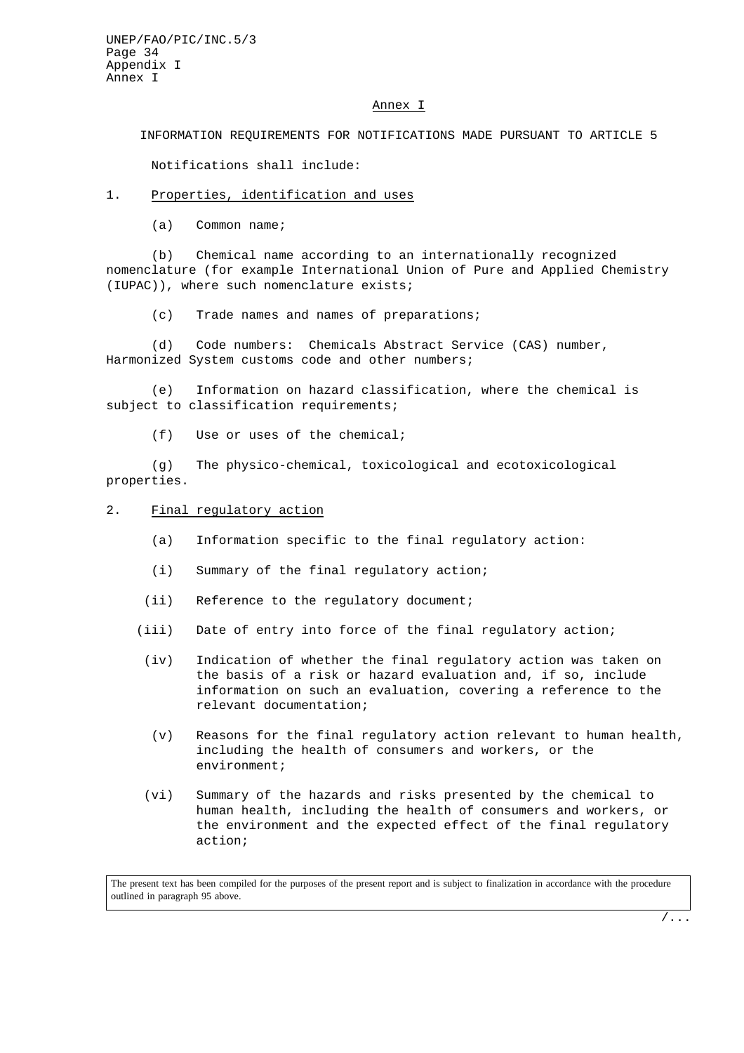## Annex I

### INFORMATION REQUIREMENTS FOR NOTIFICATIONS MADE PURSUANT TO ARTICLE 5

Notifications shall include:

1. Properties, identification and uses

   (a) Common name;

   (b) Chemical name according to an internationally recognized nomenclature (for example International Union of Pure and Applied Chemistry (IUPAC)), where such nomenclature exists;

   (c) Trade names and names of preparations;

   (d) Code numbers: Chemicals Abstract Service (CAS) number, Harmonized System customs code and other numbers;

   (e) Information on hazard classification, where the chemical is subject to classification requirements;

   (f) Use or uses of the chemical;

   (g) The physico-chemical, toxicological and ecotoxicological properties.

2. Final regulatory action

   (a) Information specific to the final regulatory action:

   (i) Summary of the final regulatory action;

   (ii) Reference to the regulatory document;

   (iii) Date of entry into force of the final regulatory action;

   (iv) Indication of whether the final regulatory action was taken on the basis of a risk or hazard evaluation and, if so, include information on such an evaluation, covering a reference to the relevant documentation;

   (v) Reasons for the final regulatory action relevant to human health, including the health of consumers and workers, or the environment;

   (vi) Summary of the hazards and risks presented by the chemical to human health, including the health of consumers and workers, or the environment and the expected effect of the final regulatory action;

The present text has been compiled for the purposes of the present report and is subject to finalization in accordance with the procedure outlined in paragraph 95 above.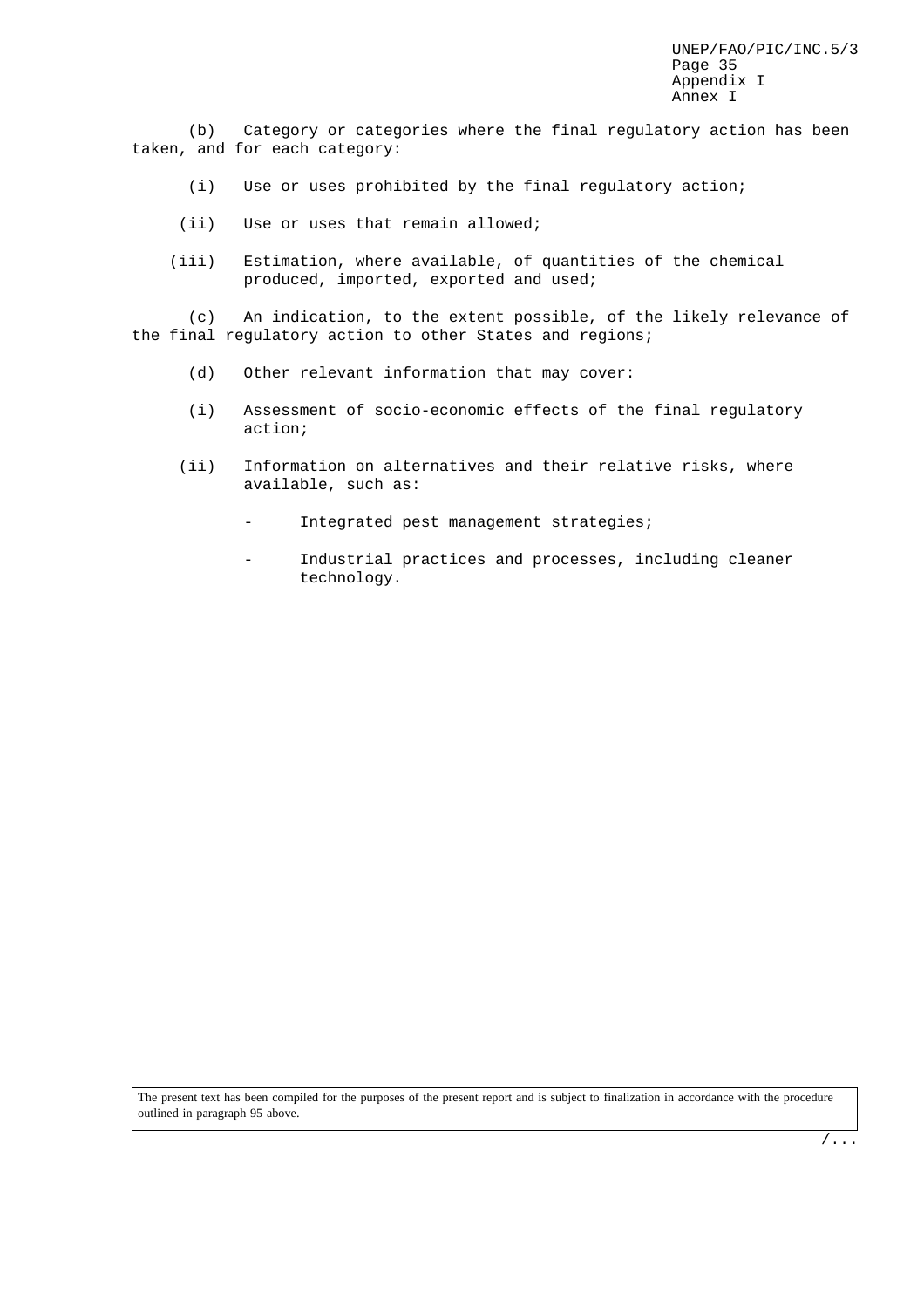(b) Category or categories where the final regulatory action has been taken, and for each category:

(i) Use or uses prohibited by the final regulatory action;

(ii) Use or uses that remain allowed;

(iii) Estimation, where available, of quantities of the chemical produced, imported, exported and used;

(c) An indication, to the extent possible, of the likely relevance of the final regulatory action to other States and regions;

(d) Other relevant information that may cover:

(i) Assessment of socio-economic effects of the final regulatory action;

(ii) Information on alternatives and their relative risks, where available, such as:

- Integrated pest management strategies;
- Industrial practices and processes, including cleaner technology.

The present text has been compiled for the purposes of the present report and is subject to finalization in accordance with the procedure outlined in paragraph 95 above.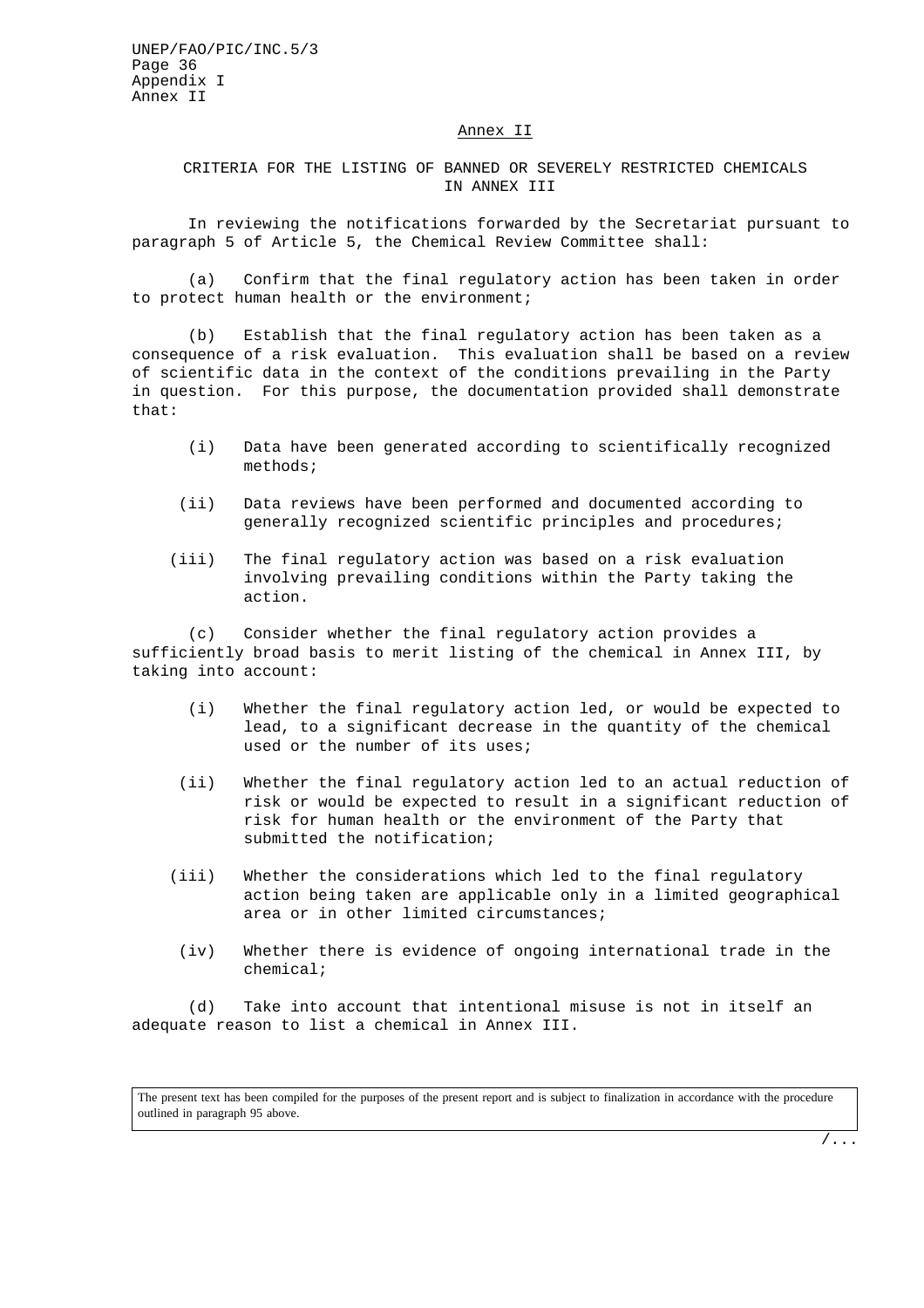## Annex II

### CRITERIA FOR THE LISTING OF BANNED OR SEVERELY RESTRICTED CHEMICALS IN ANNEX III

In reviewing the notifications forwarded by the Secretariat pursuant to paragraph 5 of Article 5, the Chemical Review Committee shall:

(a) Confirm that the final regulatory action has been taken in order to protect human health or the environment;

(b) Establish that the final regulatory action has been taken as a consequence of a risk evaluation. This evaluation shall be based on a review of scientific data in the context of the conditions prevailing in the Party in question. For this purpose, the documentation provided shall demonstrate that:

- (i) Data have been generated according to scientifically recognized methods;
- (ii) Data reviews have been performed and documented according to generally recognized scientific principles and procedures;
- (iii) The final regulatory action was based on a risk evaluation involving prevailing conditions within the Party taking the action.

(c) Consider whether the final regulatory action provides a sufficiently broad basis to merit listing of the chemical in Annex III, by taking into account:

- (i) Whether the final regulatory action led, or would be expected to lead, to a significant decrease in the quantity of the chemical used or the number of its uses;
- (ii) Whether the final regulatory action led to an actual reduction of risk or would be expected to result in a significant reduction of risk for human health or the environment of the Party that submitted the notification;
- (iii) Whether the considerations which led to the final regulatory action being taken are applicable only in a limited geographical area or in other limited circumstances;
- (iv) Whether there is evidence of ongoing international trade in the chemical;

(d) Take into account that intentional misuse is not in itself an adequate reason to list a chemical in Annex III.

The present text has been compiled for the purposes of the present report and is subject to finalization in accordance with the procedure outlined in paragraph 95 above.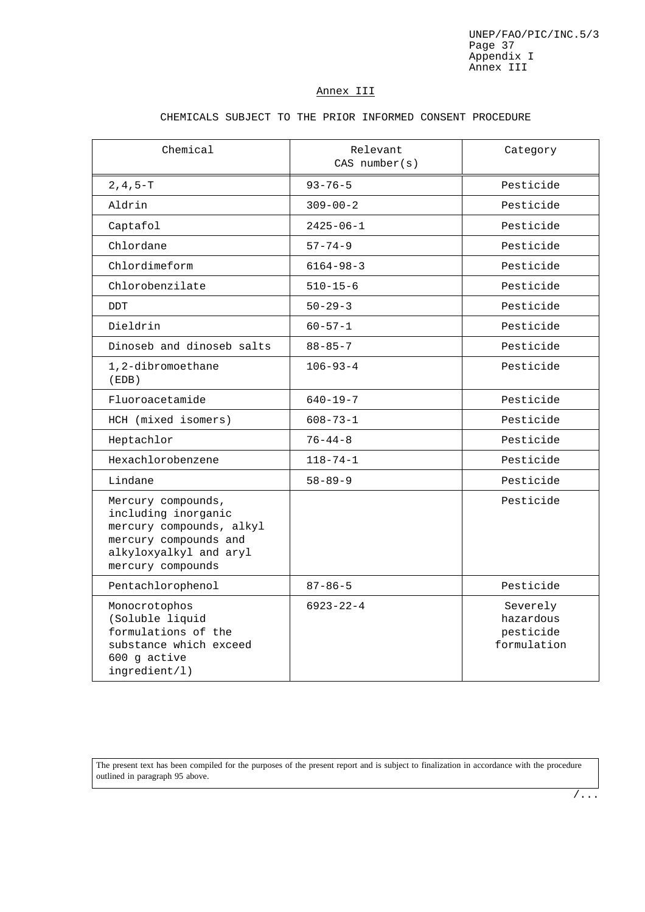## Annex III

### CHEMICALS SUBJECT TO THE PRIOR INFORMED CONSENT PROCEDURE

| Chemical | Relevant CAS number(s) | Category |
|---|---|---|
| 2,4,5-T | 93-76-5 | Pesticide |
| Aldrin | 309-00-2 | Pesticide |
| Captafol | 2425-06-1 | Pesticide |
| Chlordane | 57-74-9 | Pesticide |
| Chlordimeform | 6164-98-3 | Pesticide |
| Chlorobenzilate | 510-15-6 | Pesticide |
| DDT | 50-29-3 | Pesticide |
| Dieldrin | 60-57-1 | Pesticide |
| Dinoseb and dinoseb salts | 88-85-7 | Pesticide |
| 1,2-dibromoethane (EDB) | 106-93-4 | Pesticide |
| Fluoroacetamide | 640-19-7 | Pesticide |
| HCH (mixed isomers) | 608-73-1 | Pesticide |
| Heptachlor | 76-44-8 | Pesticide |
| Hexachlorobenzene | 118-74-1 | Pesticide |
| Lindane | 58-89-9 | Pesticide |
| Mercury compounds, including inorganic mercury compounds, alkyl mercury compounds and alkyloxyalkyl and aryl mercury compounds | | Pesticide |
| Pentachlorophenol | 87-86-5 | Pesticide |
| Monocrotophos (Soluble liquid formulations of the substance which exceed 600 g active ingredient/l) | 6923-22-4 | Severely hazardous pesticide formulation |

The present text has been compiled for the purposes of the present report and is subject to finalization in accordance with the procedure outlined in paragraph 95 above.

/...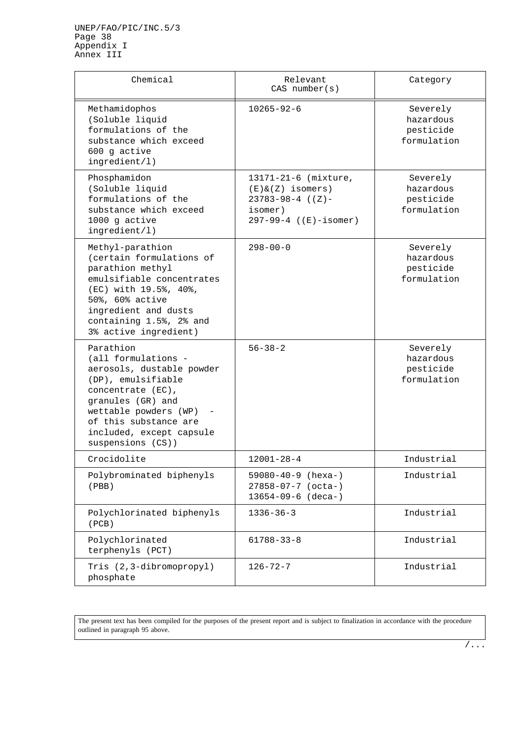| Chemical | Relevant CAS number(s) | Category |
|---|---|---|
| Methamidophos (Soluble liquid formulations of the substance which exceed 600 g active ingredient/l) | 10265-92-6 | Severely hazardous pesticide formulation |
| Phosphamidon (Soluble liquid formulations of the substance which exceed 1000 g active ingredient/l) | 13171-21-6 (mixture, (E)&(Z) isomers) 23783-98-4 ((Z)-isomer) 297-99-4 ((E)-isomer) | Severely hazardous pesticide formulation |
| Methyl-parathion (certain formulations of parathion methyl emulsifiable concentrates (EC) with 19.5%, 40%, 50%, 60% active ingredient and dusts containing 1.5%, 2% and 3% active ingredient) | 298-00-0 | Severely hazardous pesticide formulation |
| Parathion (all formulations - aerosols, dustable powder (DP), emulsifiable concentrate (EC), granules (GR) and wettable powders (WP) - of this substance are included, except capsule suspensions (CS)) | 56-38-2 | Severely hazardous pesticide formulation |
| Crocidolite | 12001-28-4 | Industrial |
| Polybrominated biphenyls (PBB) | 59080-40-9 (hexa-) 27858-07-7 (octa-) 13654-09-6 (deca-) | Industrial |
| Polychlorinated biphenyls (PCB) | 1336-36-3 | Industrial |
| Polychlorinated terphenyls (PCT) | 61788-33-8 | Industrial |
| Tris (2,3-dibromopropyl) phosphate | 126-72-7 | Industrial |

The present text has been compiled for the purposes of the present report and is subject to finalization in accordance with the procedure outlined in paragraph 95 above.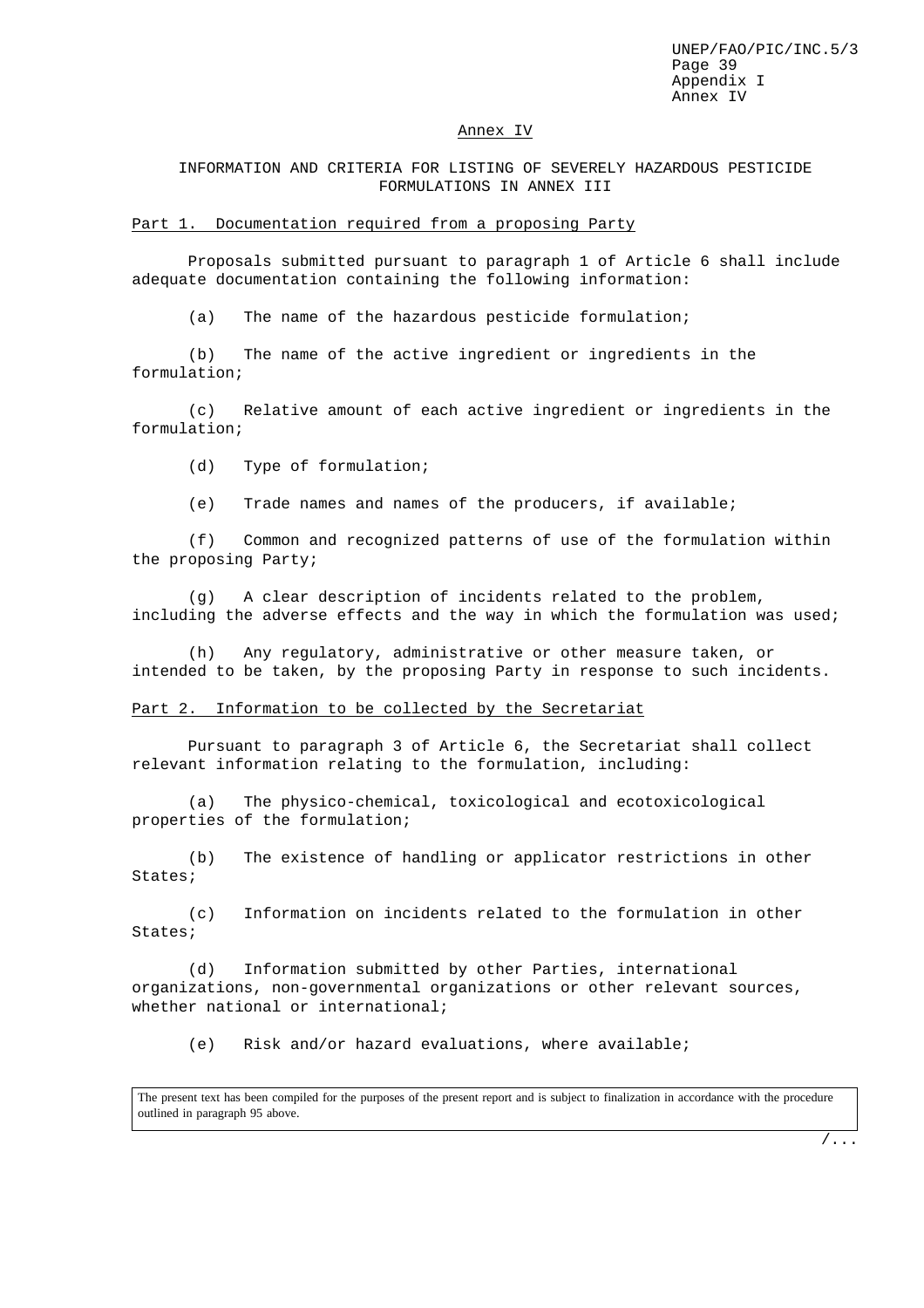## Annex IV

### INFORMATION AND CRITERIA FOR LISTING OF SEVERELY HAZARDOUS PESTICIDE FORMULATIONS IN ANNEX III

Part 1. Documentation required from a proposing Party

Proposals submitted pursuant to paragraph 1 of Article 6 shall include adequate documentation containing the following information:

(a) The name of the hazardous pesticide formulation;

(b) The name of the active ingredient or ingredients in the formulation;

(c) Relative amount of each active ingredient or ingredients in the formulation;

(d) Type of formulation;

(e) Trade names and names of the producers, if available;

(f) Common and recognized patterns of use of the formulation within the proposing Party;

(g) A clear description of incidents related to the problem, including the adverse effects and the way in which the formulation was used;

(h) Any regulatory, administrative or other measure taken, or intended to be taken, by the proposing Party in response to such incidents.

Part 2. Information to be collected by the Secretariat

Pursuant to paragraph 3 of Article 6, the Secretariat shall collect relevant information relating to the formulation, including:

(a) The physico-chemical, toxicological and ecotoxicological properties of the formulation;

(b) The existence of handling or applicator restrictions in other States;

(c) Information on incidents related to the formulation in other States;

(d) Information submitted by other Parties, international organizations, non-governmental organizations or other relevant sources, whether national or international;

(e) Risk and/or hazard evaluations, where available;

The present text has been compiled for the purposes of the present report and is subject to finalization in accordance with the procedure outlined in paragraph 95 above.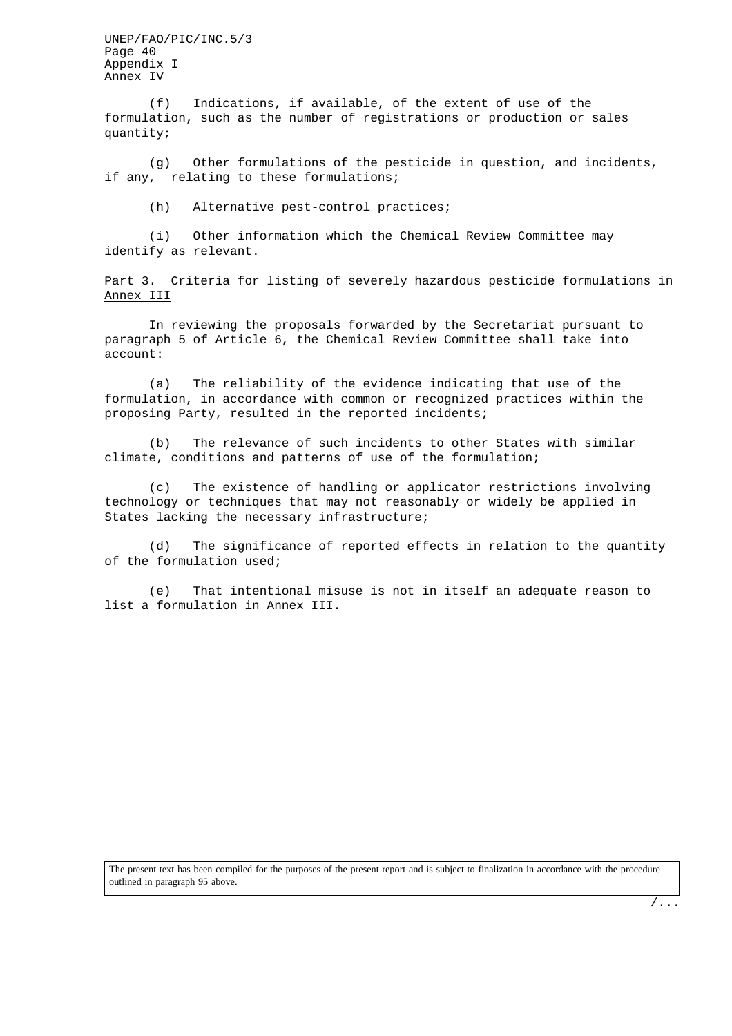(f) Indications, if available, of the extent of use of the formulation, such as the number of registrations or production or sales quantity;

(g) Other formulations of the pesticide in question, and incidents, if any, relating to these formulations;

(h) Alternative pest-control practices;

(i) Other information which the Chemical Review Committee may identify as relevant.

Part 3. Criteria for listing of severely hazardous pesticide formulations in Annex III

In reviewing the proposals forwarded by the Secretariat pursuant to paragraph 5 of Article 6, the Chemical Review Committee shall take into account:

(a) The reliability of the evidence indicating that use of the formulation, in accordance with common or recognized practices within the proposing Party, resulted in the reported incidents;

(b) The relevance of such incidents to other States with similar climate, conditions and patterns of use of the formulation;

(c) The existence of handling or applicator restrictions involving technology or techniques that may not reasonably or widely be applied in States lacking the necessary infrastructure;

(d) The significance of reported effects in relation to the quantity of the formulation used;

(e) That intentional misuse is not in itself an adequate reason to list a formulation in Annex III.

The present text has been compiled for the purposes of the present report and is subject to finalization in accordance with the procedure outlined in paragraph 95 above.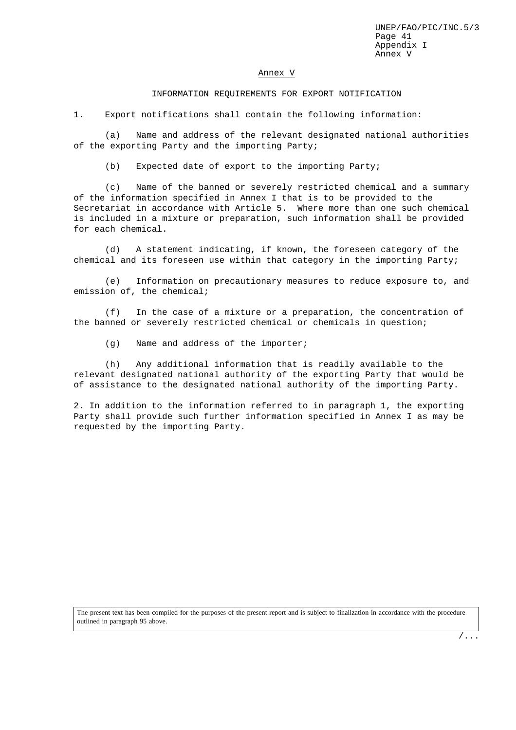# Annex V

## INFORMATION REQUIREMENTS FOR EXPORT NOTIFICATION

1. Export notifications shall contain the following information:

(a) Name and address of the relevant designated national authorities of the exporting Party and the importing Party;

(b) Expected date of export to the importing Party;

(c) Name of the banned or severely restricted chemical and a summary of the information specified in Annex I that is to be provided to the Secretariat in accordance with Article 5. Where more than one such chemical is included in a mixture or preparation, such information shall be provided for each chemical.

(d) A statement indicating, if known, the foreseen category of the chemical and its foreseen use within that category in the importing Party;

(e) Information on precautionary measures to reduce exposure to, and emission of, the chemical;

(f) In the case of a mixture or a preparation, the concentration of the banned or severely restricted chemical or chemicals in question;

(g) Name and address of the importer;

(h) Any additional information that is readily available to the relevant designated national authority of the exporting Party that would be of assistance to the designated national authority of the importing Party.

2. In addition to the information referred to in paragraph 1, the exporting Party shall provide such further information specified in Annex I as may be requested by the importing Party.

The present text has been compiled for the purposes of the present report and is subject to finalization in accordance with the procedure outlined in paragraph 95 above.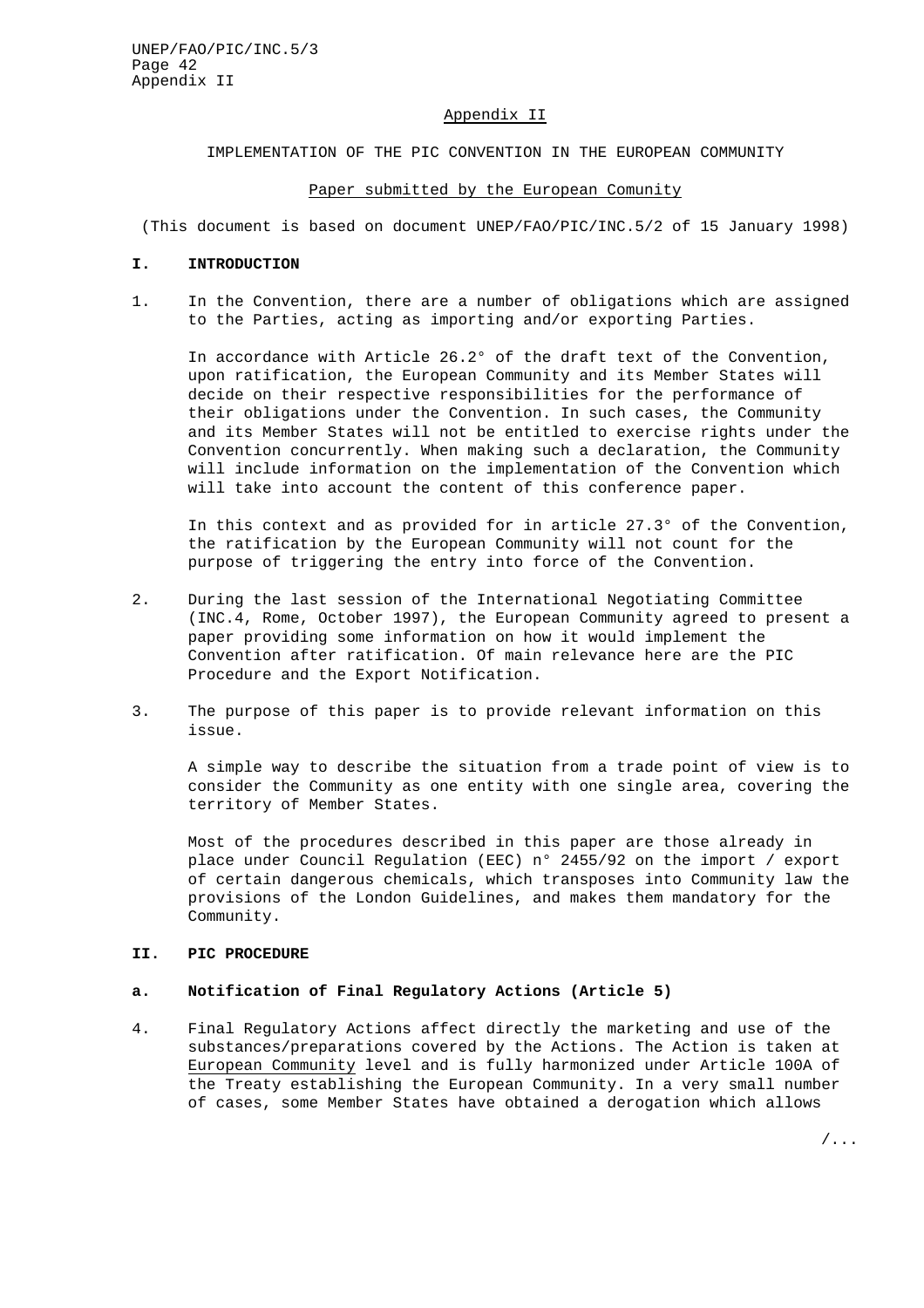Appendix II

IMPLEMENTATION OF THE PIC CONVENTION IN THE EUROPEAN COMMUNITY

Paper submitted by the European Comunity

(This document is based on document UNEP/FAO/PIC/INC.5/2 of 15 January 1998)

## I. INTRODUCTION

1. In the Convention, there are a number of obligations which are assigned to the Parties, acting as importing and/or exporting Parties.

   In accordance with Article 26.2° of the draft text of the Convention, upon ratification, the European Community and its Member States will decide on their respective responsibilities for the performance of their obligations under the Convention. In such cases, the Community and its Member States will not be entitled to exercise rights under the Convention concurrently. When making such a declaration, the Community will include information on the implementation of the Convention which will take into account the content of this conference paper.

   In this context and as provided for in article 27.3° of the Convention, the ratification by the European Community will not count for the purpose of triggering the entry into force of the Convention.

2. During the last session of the International Negotiating Committee (INC.4, Rome, October 1997), the European Community agreed to present a paper providing some information on how it would implement the Convention after ratification. Of main relevance here are the PIC Procedure and the Export Notification.

3. The purpose of this paper is to provide relevant information on this issue.

   A simple way to describe the situation from a trade point of view is to consider the Community as one entity with one single area, covering the territory of Member States.

   Most of the procedures described in this paper are those already in place under Council Regulation (EEC) n° 2455/92 on the import / export of certain dangerous chemicals, which transposes into Community law the provisions of the London Guidelines, and makes them mandatory for the Community.

## II. PIC PROCEDURE

### a. Notification of Final Regulatory Actions (Article 5)

4. Final Regulatory Actions affect directly the marketing and use of the substances/preparations covered by the Actions. The Action is taken at European Community level and is fully harmonized under Article 100A of the Treaty establishing the European Community. In a very small number of cases, some Member States have obtained a derogation which allows

/...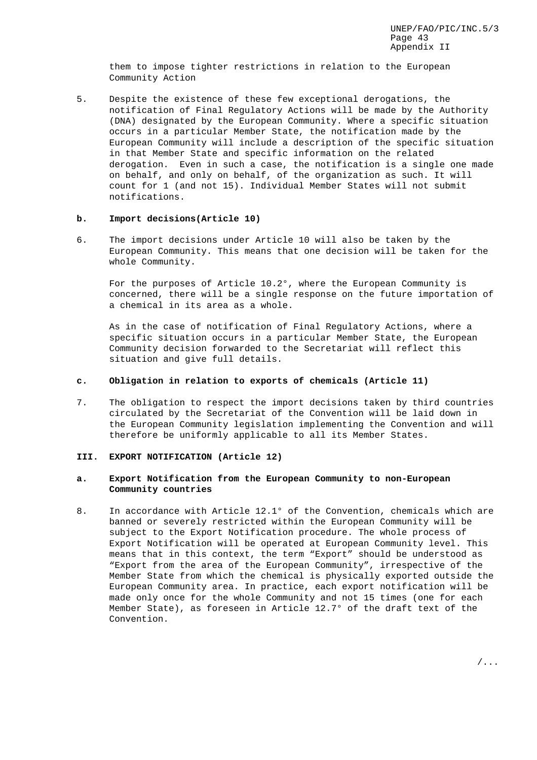them to impose tighter restrictions in relation to the European Community Action

5. Despite the existence of these few exceptional derogations, the notification of Final Regulatory Actions will be made by the Authority (DNA) designated by the European Community. Where a specific situation occurs in a particular Member State, the notification made by the European Community will include a description of the specific situation in that Member State and specific information on the related derogation. Even in such a case, the notification is a single one made on behalf, and only on behalf, of the organization as such. It will count for 1 (and not 15). Individual Member States will not submit notifications.

**b. Import decisions(Article 10)**

6. The import decisions under Article 10 will also be taken by the European Community. This means that one decision will be taken for the whole Community.

For the purposes of Article 10.2°, where the European Community is concerned, there will be a single response on the future importation of a chemical in its area as a whole.

As in the case of notification of Final Regulatory Actions, where a specific situation occurs in a particular Member State, the European Community decision forwarded to the Secretariat will reflect this situation and give full details.

**c. Obligation in relation to exports of chemicals (Article 11)**

7. The obligation to respect the import decisions taken by third countries circulated by the Secretariat of the Convention will be laid down in the European Community legislation implementing the Convention and will therefore be uniformly applicable to all its Member States.

**III. EXPORT NOTIFICATION (Article 12)**

**a. Export Notification from the European Community to non-European Community countries**

8. In accordance with Article 12.1° of the Convention, chemicals which are banned or severely restricted within the European Community will be subject to the Export Notification procedure. The whole process of Export Notification will be operated at European Community level. This means that in this context, the term “Export” should be understood as “Export from the area of the European Community”, irrespective of the Member State from which the chemical is physically exported outside the European Community area. In practice, each export notification will be made only once for the whole Community and not 15 times (one for each Member State), as foreseen in Article 12.7° of the draft text of the Convention.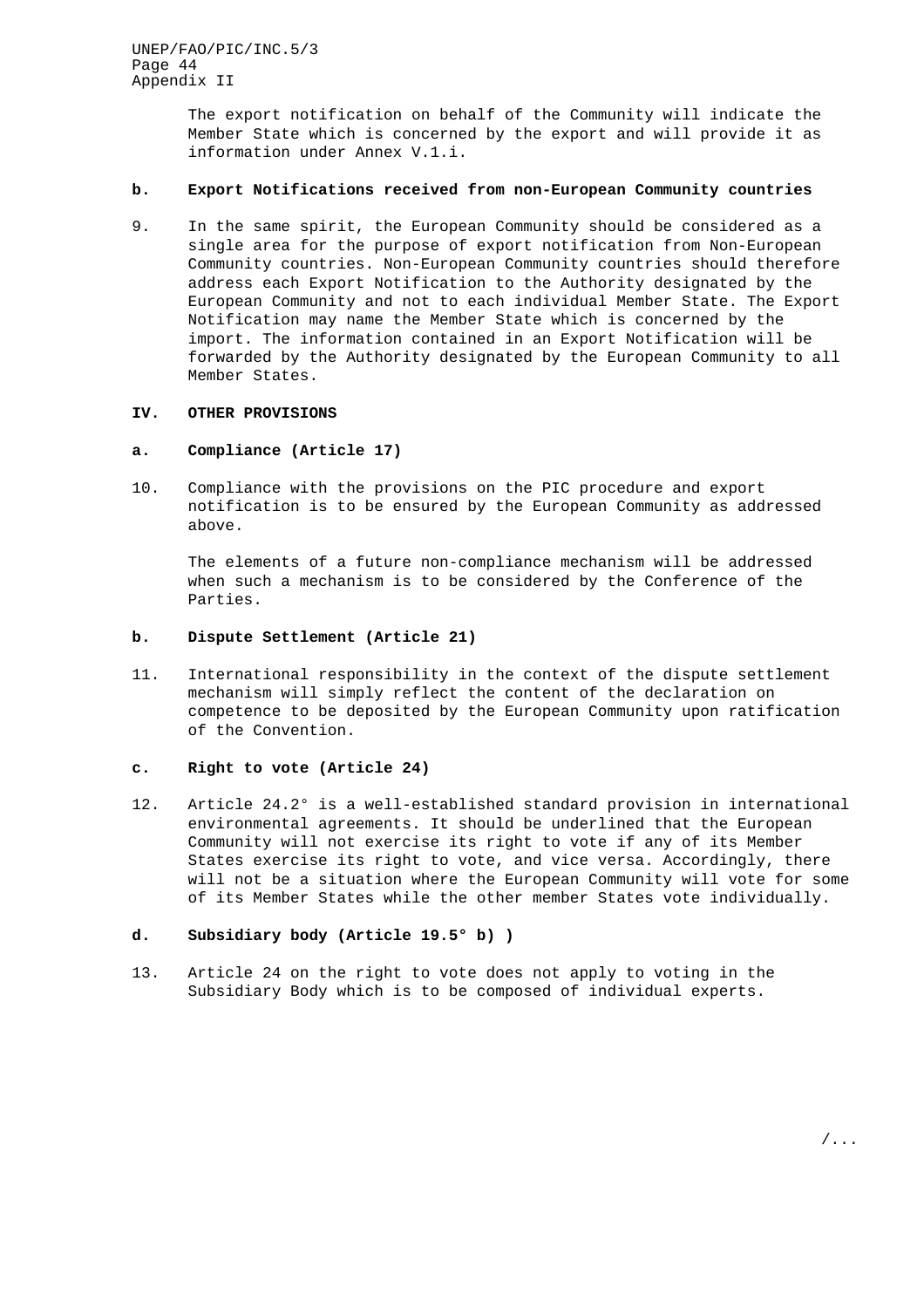The export notification on behalf of the Community will indicate the Member State which is concerned by the export and will provide it as information under Annex V.1.i.

**b. Export Notifications received from non-European Community countries**

9. In the same spirit, the European Community should be considered as a single area for the purpose of export notification from Non-European Community countries. Non-European Community countries should therefore address each Export Notification to the Authority designated by the European Community and not to each individual Member State. The Export Notification may name the Member State which is concerned by the import. The information contained in an Export Notification will be forwarded by the Authority designated by the European Community to all Member States.

## IV. OTHER PROVISIONS

**a. Compliance (Article 17)**

10. Compliance with the provisions on the PIC procedure and export notification is to be ensured by the European Community as addressed above.

    The elements of a future non-compliance mechanism will be addressed when such a mechanism is to be considered by the Conference of the Parties.

**b. Dispute Settlement (Article 21)**

11. International responsibility in the context of the dispute settlement mechanism will simply reflect the content of the declaration on competence to be deposited by the European Community upon ratification of the Convention.

**c. Right to vote (Article 24)**

12. Article 24.2° is a well-established standard provision in international environmental agreements. It should be underlined that the European Community will not exercise its right to vote if any of its Member States exercise its right to vote, and vice versa. Accordingly, there will not be a situation where the European Community will vote for some of its Member States while the other member States vote individually.

**d. Subsidiary body (Article 19.5° b) )**

13. Article 24 on the right to vote does not apply to voting in the Subsidiary Body which is to be composed of individual experts.

/...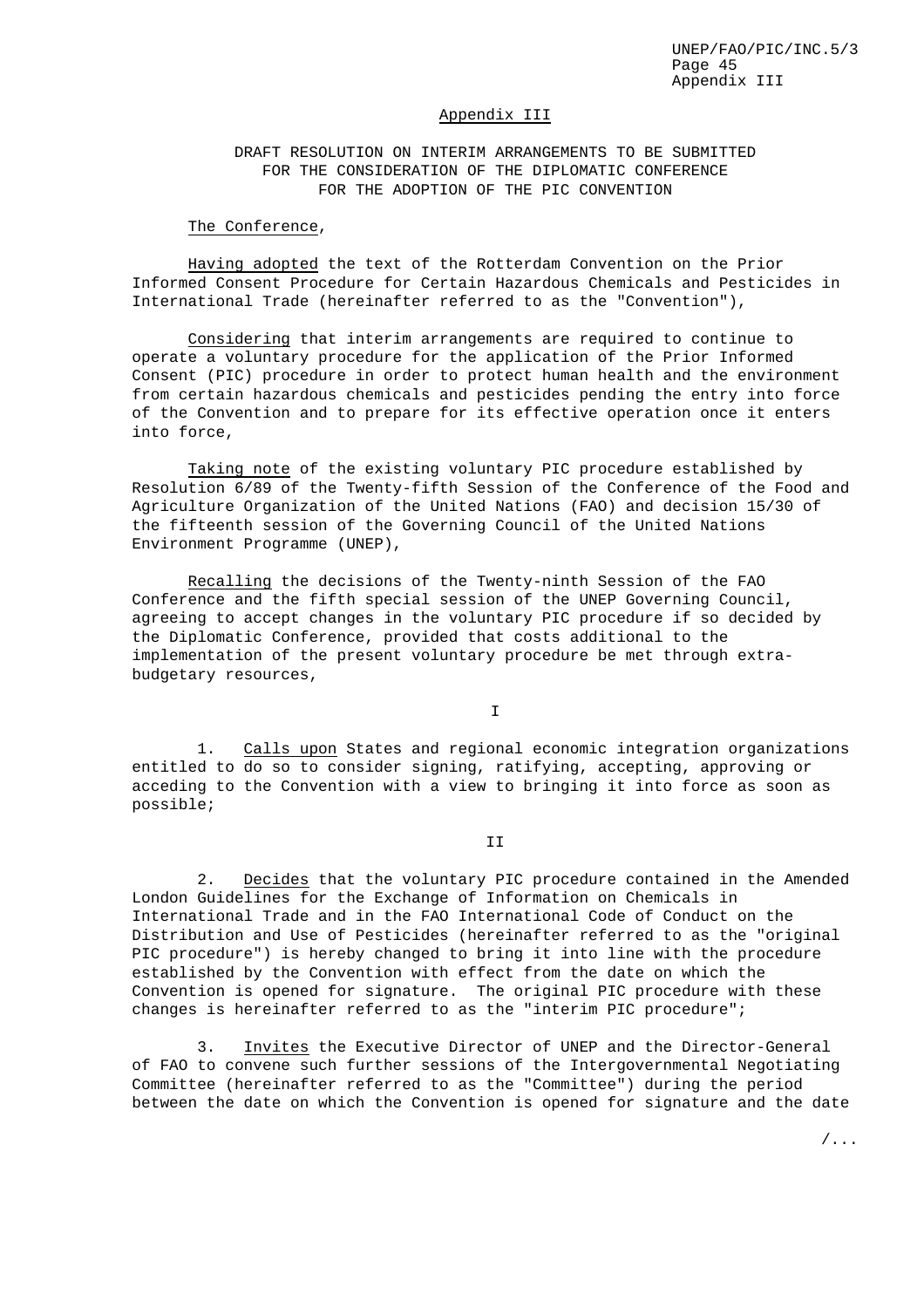## Appendix III

### DRAFT RESOLUTION ON INTERIM ARRANGEMENTS TO BE SUBMITTED FOR THE CONSIDERATION OF THE DIPLOMATIC CONFERENCE FOR THE ADOPTION OF THE PIC CONVENTION

The Conference,

Having adopted the text of the Rotterdam Convention on the Prior Informed Consent Procedure for Certain Hazardous Chemicals and Pesticides in International Trade (hereinafter referred to as the "Convention"),

Considering that interim arrangements are required to continue to operate a voluntary procedure for the application of the Prior Informed Consent (PIC) procedure in order to protect human health and the environment from certain hazardous chemicals and pesticides pending the entry into force of the Convention and to prepare for its effective operation once it enters into force,

Taking note of the existing voluntary PIC procedure established by Resolution 6/89 of the Twenty-fifth Session of the Conference of the Food and Agriculture Organization of the United Nations (FAO) and decision 15/30 of the fifteenth session of the Governing Council of the United Nations Environment Programme (UNEP),

Recalling the decisions of the Twenty-ninth Session of the FAO Conference and the fifth special session of the UNEP Governing Council, agreeing to accept changes in the voluntary PIC procedure if so decided by the Diplomatic Conference, provided that costs additional to the implementation of the present voluntary procedure be met through extra-budgetary resources,

I

1. Calls upon States and regional economic integration organizations entitled to do so to consider signing, ratifying, accepting, approving or acceding to the Convention with a view to bringing it into force as soon as possible;

II

2. Decides that the voluntary PIC procedure contained in the Amended London Guidelines for the Exchange of Information on Chemicals in International Trade and in the FAO International Code of Conduct on the Distribution and Use of Pesticides (hereinafter referred to as the "original PIC procedure") is hereby changed to bring it into line with the procedure established by the Convention with effect from the date on which the Convention is opened for signature. The original PIC procedure with these changes is hereinafter referred to as the "interim PIC procedure";

3. Invites the Executive Director of UNEP and the Director-General of FAO to convene such further sessions of the Intergovernmental Negotiating Committee (hereinafter referred to as the "Committee") during the period between the date on which the Convention is opened for signature and the date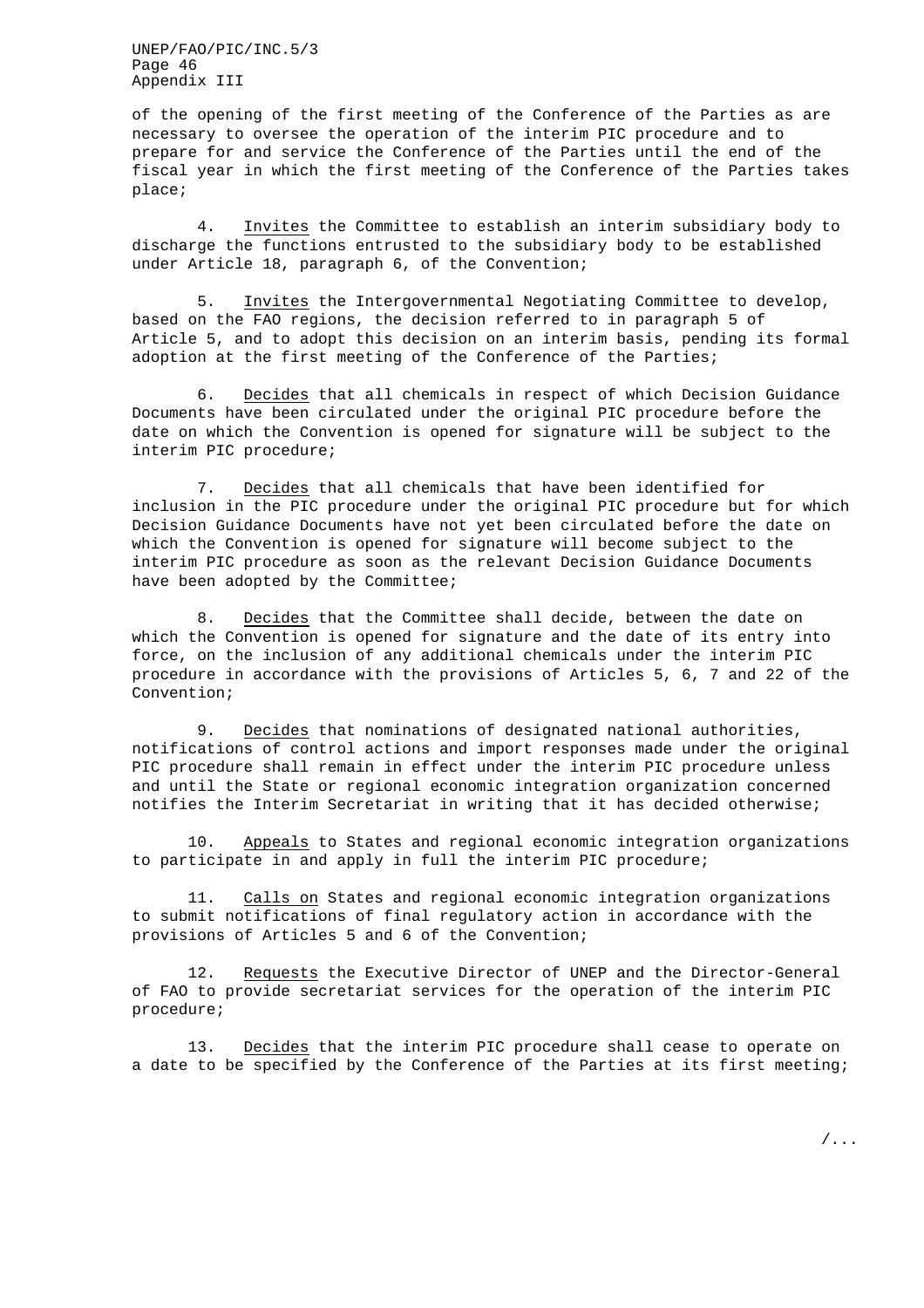of the opening of the first meeting of the Conference of the Parties as are necessary to oversee the operation of the interim PIC procedure and to prepare for and service the Conference of the Parties until the end of the fiscal year in which the first meeting of the Conference of the Parties takes place;

4. Invites the Committee to establish an interim subsidiary body to discharge the functions entrusted to the subsidiary body to be established under Article 18, paragraph 6, of the Convention;

5. Invites the Intergovernmental Negotiating Committee to develop, based on the FAO regions, the decision referred to in paragraph 5 of Article 5, and to adopt this decision on an interim basis, pending its formal adoption at the first meeting of the Conference of the Parties;

6. Decides that all chemicals in respect of which Decision Guidance Documents have been circulated under the original PIC procedure before the date on which the Convention is opened for signature will be subject to the interim PIC procedure;

7. Decides that all chemicals that have been identified for inclusion in the PIC procedure under the original PIC procedure but for which Decision Guidance Documents have not yet been circulated before the date on which the Convention is opened for signature will become subject to the interim PIC procedure as soon as the relevant Decision Guidance Documents have been adopted by the Committee;

8. Decides that the Committee shall decide, between the date on which the Convention is opened for signature and the date of its entry into force, on the inclusion of any additional chemicals under the interim PIC procedure in accordance with the provisions of Articles 5, 6, 7 and 22 of the Convention;

9. Decides that nominations of designated national authorities, notifications of control actions and import responses made under the original PIC procedure shall remain in effect under the interim PIC procedure unless and until the State or regional economic integration organization concerned notifies the Interim Secretariat in writing that it has decided otherwise;

10. Appeals to States and regional economic integration organizations to participate in and apply in full the interim PIC procedure;

11. Calls on States and regional economic integration organizations to submit notifications of final regulatory action in accordance with the provisions of Articles 5 and 6 of the Convention;

12. Requests the Executive Director of UNEP and the Director-General of FAO to provide secretariat services for the operation of the interim PIC procedure;

13. Decides that the interim PIC procedure shall cease to operate on a date to be specified by the Conference of the Parties at its first meeting;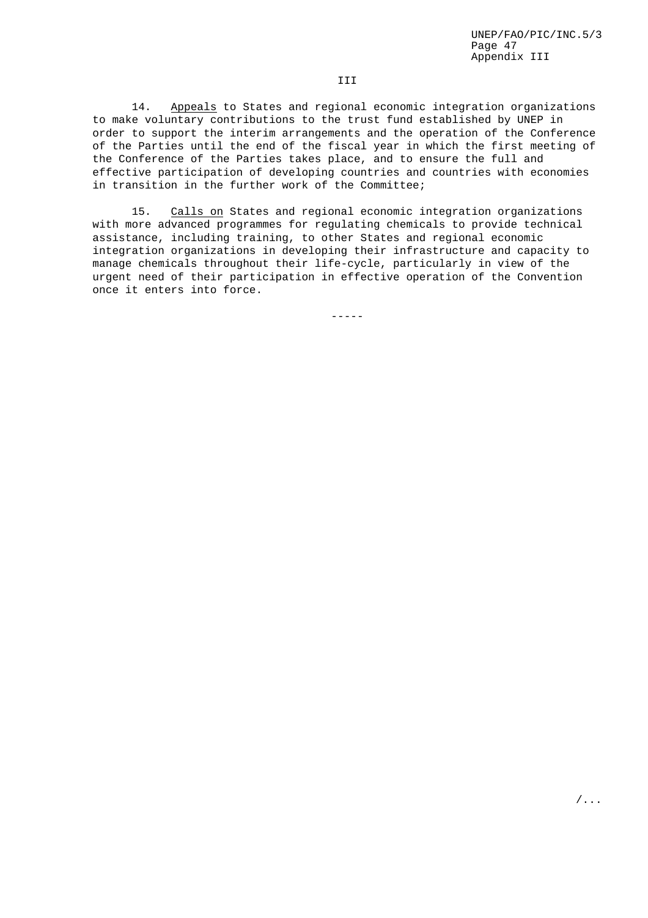## III

14. Appeals to States and regional economic integration organizations to make voluntary contributions to the trust fund established by UNEP in order to support the interim arrangements and the operation of the Conference of the Parties until the end of the fiscal year in which the first meeting of the Conference of the Parties takes place, and to ensure the full and effective participation of developing countries and countries with economies in transition in the further work of the Committee;

15. Calls on States and regional economic integration organizations with more advanced programmes for regulating chemicals to provide technical assistance, including training, to other States and regional economic integration organizations in developing their infrastructure and capacity to manage chemicals throughout their life-cycle, particularly in view of the urgent need of their participation in effective operation of the Convention once it enters into force.

-----